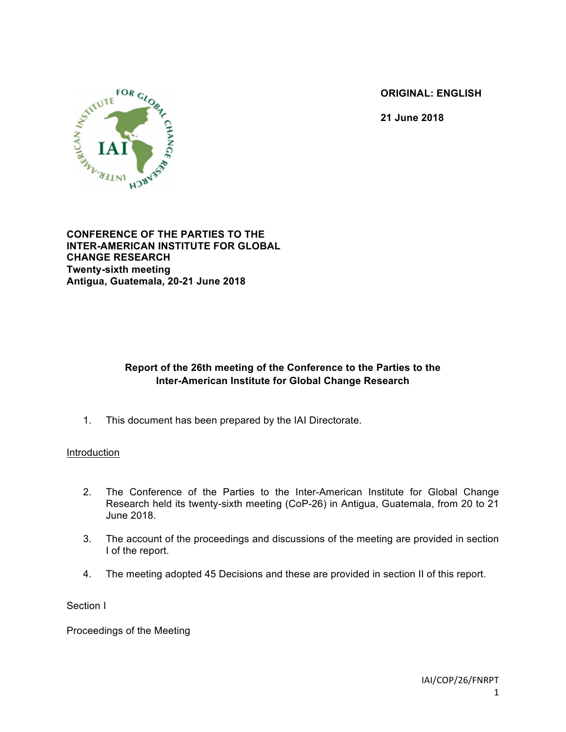**ORIGINAL: ENGLISH**

**21 June 2018**

**CONFERENCE OF THE PARTIES TO THE INTER-AMERICAN INSTITUTE FOR GLOBAL CHANGE RESEARCH**
**Twenty-sixth meeting**
**Antigua, Guatemala, 20-21 June 2018**

# Report of the 26th meeting of the Conference to the Parties to the Inter-American Institute for Global Change Research

1. This document has been prepared by the IAI Directorate.

## Introduction

2. The Conference of the Parties to the Inter-American Institute for Global Change Research held its twenty-sixth meeting (CoP-26) in Antigua, Guatemala, from 20 to 21 June 2018.

3. The account of the proceedings and discussions of the meeting are provided in section I of the report.

4. The meeting adopted 45 Decisions and these are provided in section II of this report.

## Section I

## Proceedings of the Meeting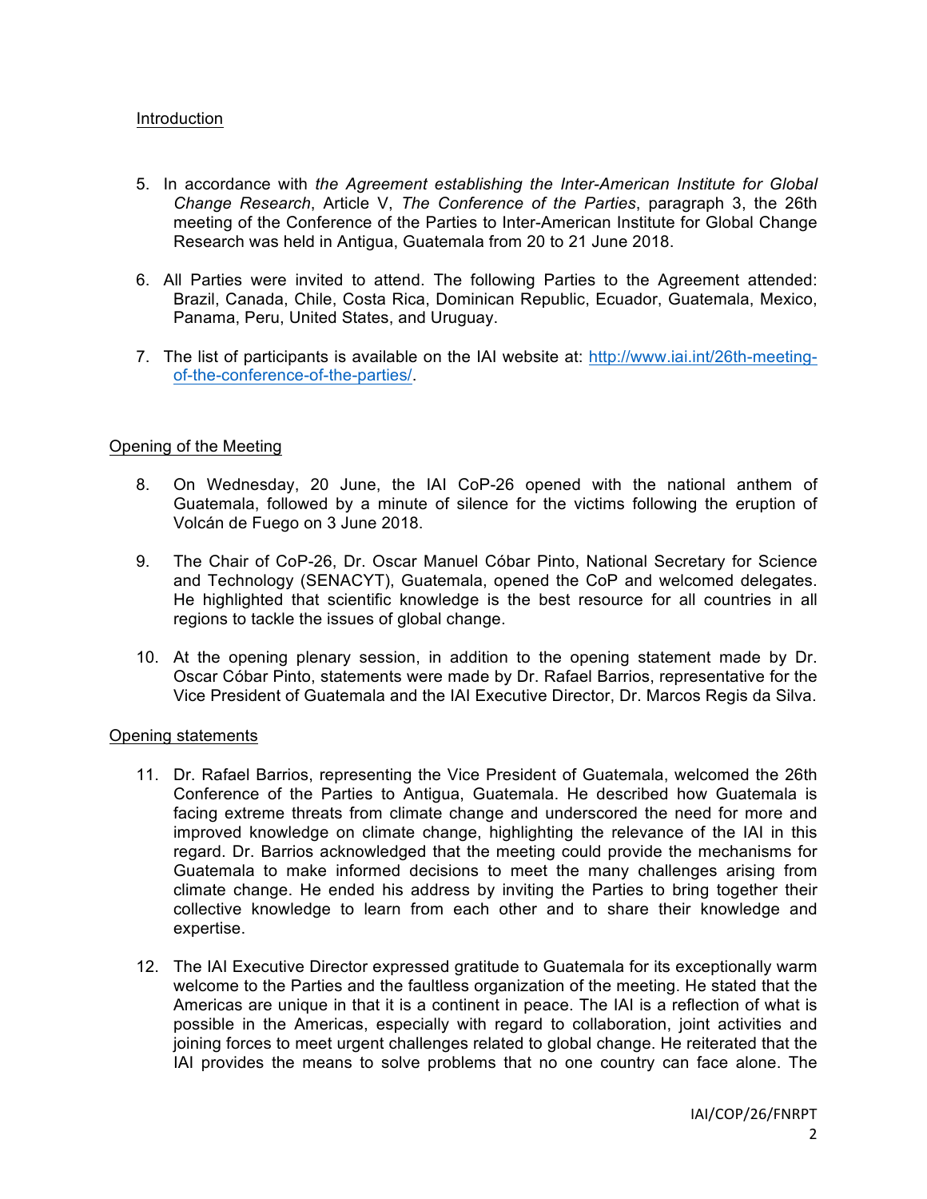## Introduction

5. In accordance with *the Agreement establishing the Inter-American Institute for Global Change Research*, Article V, *The Conference of the Parties*, paragraph 3, the 26th meeting of the Conference of the Parties to Inter-American Institute for Global Change Research was held in Antigua, Guatemala from 20 to 21 June 2018.

6. All Parties were invited to attend. The following Parties to the Agreement attended: Brazil, Canada, Chile, Costa Rica, Dominican Republic, Ecuador, Guatemala, Mexico, Panama, Peru, United States, and Uruguay.

7. The list of participants is available on the IAI website at: [http://www.iai.int/26th-meeting-of-the-conference-of-the-parties/](http://www.iai.int/26th-meeting-of-the-conference-of-the-parties/).

## Opening of the Meeting

8. On Wednesday, 20 June, the IAI CoP-26 opened with the national anthem of Guatemala, followed by a minute of silence for the victims following the eruption of Volcán de Fuego on 3 June 2018.

9. The Chair of CoP-26, Dr. Oscar Manuel Cóbar Pinto, National Secretary for Science and Technology (SENACYT), Guatemala, opened the CoP and welcomed delegates. He highlighted that scientific knowledge is the best resource for all countries in all regions to tackle the issues of global change.

10. At the opening plenary session, in addition to the opening statement made by Dr. Oscar Cóbar Pinto, statements were made by Dr. Rafael Barrios, representative for the Vice President of Guatemala and the IAI Executive Director, Dr. Marcos Regis da Silva.

## Opening statements

11. Dr. Rafael Barrios, representing the Vice President of Guatemala, welcomed the 26th Conference of the Parties to Antigua, Guatemala. He described how Guatemala is facing extreme threats from climate change and underscored the need for more and improved knowledge on climate change, highlighting the relevance of the IAI in this regard. Dr. Barrios acknowledged that the meeting could provide the mechanisms for Guatemala to make informed decisions to meet the many challenges arising from climate change. He ended his address by inviting the Parties to bring together their collective knowledge to learn from each other and to share their knowledge and expertise.

12. The IAI Executive Director expressed gratitude to Guatemala for its exceptionally warm welcome to the Parties and the faultless organization of the meeting. He stated that the Americas are unique in that it is a continent in peace. The IAI is a reflection of what is possible in the Americas, especially with regard to collaboration, joint activities and joining forces to meet urgent challenges related to global change. He reiterated that the IAI provides the means to solve problems that no one country can face alone. The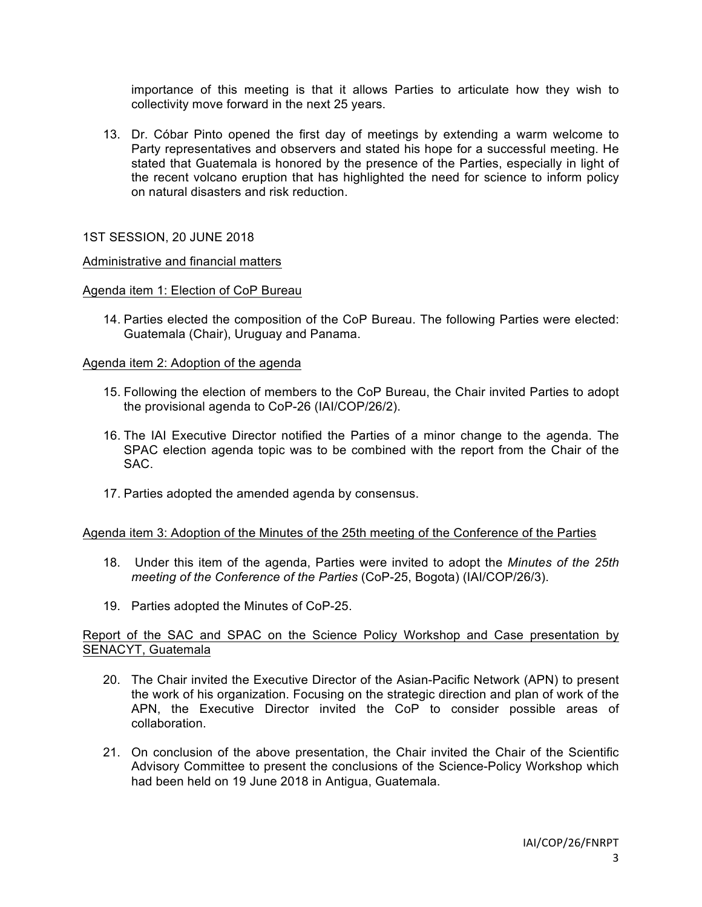importance of this meeting is that it allows Parties to articulate how they wish to collectivity move forward in the next 25 years.

13. Dr. Cóbar Pinto opened the first day of meetings by extending a warm welcome to Party representatives and observers and stated his hope for a successful meeting. He stated that Guatemala is honored by the presence of the Parties, especially in light of the recent volcano eruption that has highlighted the need for science to inform policy on natural disasters and risk reduction.

1ST SESSION, 20 JUNE 2018

Administrative and financial matters

Agenda item 1: Election of CoP Bureau

14. Parties elected the composition of the CoP Bureau. The following Parties were elected: Guatemala (Chair), Uruguay and Panama.

Agenda item 2: Adoption of the agenda

15. Following the election of members to the CoP Bureau, the Chair invited Parties to adopt the provisional agenda to CoP-26 (IAI/COP/26/2).

16. The IAI Executive Director notified the Parties of a minor change to the agenda. The SPAC election agenda topic was to be combined with the report from the Chair of the SAC.

17. Parties adopted the amended agenda by consensus.

Agenda item 3: Adoption of the Minutes of the 25th meeting of the Conference of the Parties

18. Under this item of the agenda, Parties were invited to adopt the *Minutes of the 25th meeting of the Conference of the Parties* (CoP-25, Bogota) (IAI/COP/26/3).

19. Parties adopted the Minutes of CoP-25.

Report of the SAC and SPAC on the Science Policy Workshop and Case presentation by SENACYT, Guatemala

20. The Chair invited the Executive Director of the Asian-Pacific Network (APN) to present the work of his organization. Focusing on the strategic direction and plan of work of the APN, the Executive Director invited the CoP to consider possible areas of collaboration.

21. On conclusion of the above presentation, the Chair invited the Chair of the Scientific Advisory Committee to present the conclusions of the Science-Policy Workshop which had been held on 19 June 2018 in Antigua, Guatemala.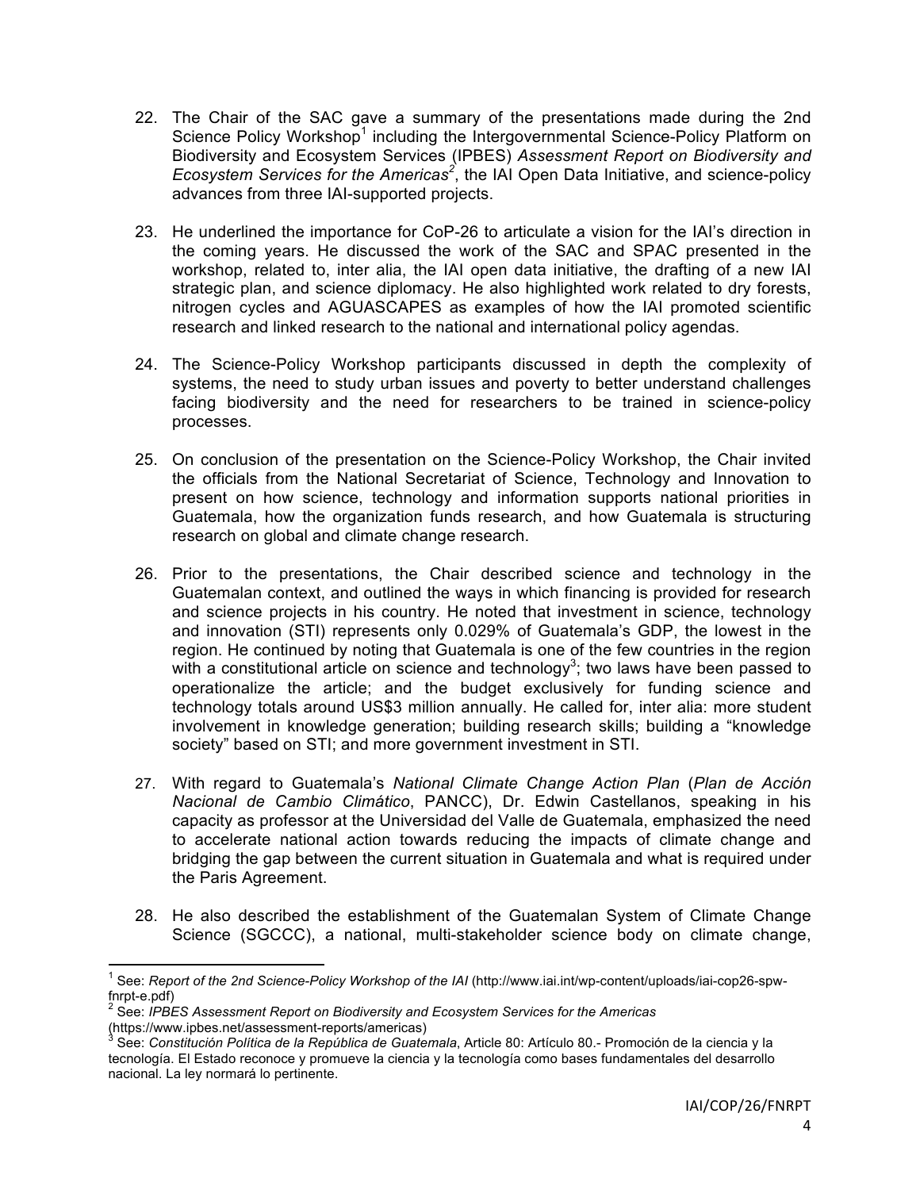22. The Chair of the SAC gave a summary of the presentations made during the 2nd Science Policy Workshop[1] including the Intergovernmental Science-Policy Platform on Biodiversity and Ecosystem Services (IPBES) *Assessment Report on Biodiversity and Ecosystem Services for the Americas*[2], the IAI Open Data Initiative, and science-policy advances from three IAI-supported projects.

23. He underlined the importance for CoP-26 to articulate a vision for the IAI's direction in the coming years. He discussed the work of the SAC and SPAC presented in the workshop, related to, inter alia, the IAI open data initiative, the drafting of a new IAI strategic plan, and science diplomacy. He also highlighted work related to dry forests, nitrogen cycles and AGUASCAPES as examples of how the IAI promoted scientific research and linked research to the national and international policy agendas.

24. The Science-Policy Workshop participants discussed in depth the complexity of systems, the need to study urban issues and poverty to better understand challenges facing biodiversity and the need for researchers to be trained in science-policy processes.

25. On conclusion of the presentation on the Science-Policy Workshop, the Chair invited the officials from the National Secretariat of Science, Technology and Innovation to present on how science, technology and information supports national priorities in Guatemala, how the organization funds research, and how Guatemala is structuring research on global and climate change research.

26. Prior to the presentations, the Chair described science and technology in the Guatemalan context, and outlined the ways in which financing is provided for research and science projects in his country. He noted that investment in science, technology and innovation (STI) represents only 0.029% of Guatemala's GDP, the lowest in the region. He continued by noting that Guatemala is one of the few countries in the region with a constitutional article on science and technology[3]; two laws have been passed to operationalize the article; and the budget exclusively for funding science and technology totals around US$3 million annually. He called for, inter alia: more student involvement in knowledge generation; building research skills; building a "knowledge society" based on STI; and more government investment in STI.

27. With regard to Guatemala's *National Climate Change Action Plan* (*Plan de Acción Nacional de Cambio Climático*, PANCC), Dr. Edwin Castellanos, speaking in his capacity as professor at the Universidad del Valle de Guatemala, emphasized the need to accelerate national action towards reducing the impacts of climate change and bridging the gap between the current situation in Guatemala and what is required under the Paris Agreement.

28. He also described the establishment of the Guatemalan System of Climate Change Science (SGCCC), a national, multi-stakeholder science body on climate change,

---

[1] See: *Report of the 2nd Science-Policy Workshop of the IAI* (http://www.iai.int/wp-content/uploads/iai-cop26-spw-fnrpt-e.pdf)

[2] See: *IPBES Assessment Report on Biodiversity and Ecosystem Services for the Americas* (https://www.ipbes.net/assessment-reports/americas)

[3] See: *Constitución Política de la República de Guatemala*, Article 80: Artículo 80.- Promoción de la ciencia y la tecnología. El Estado reconoce y promueve la ciencia y la tecnología como bases fundamentales del desarrollo nacional. La ley normará lo pertinente.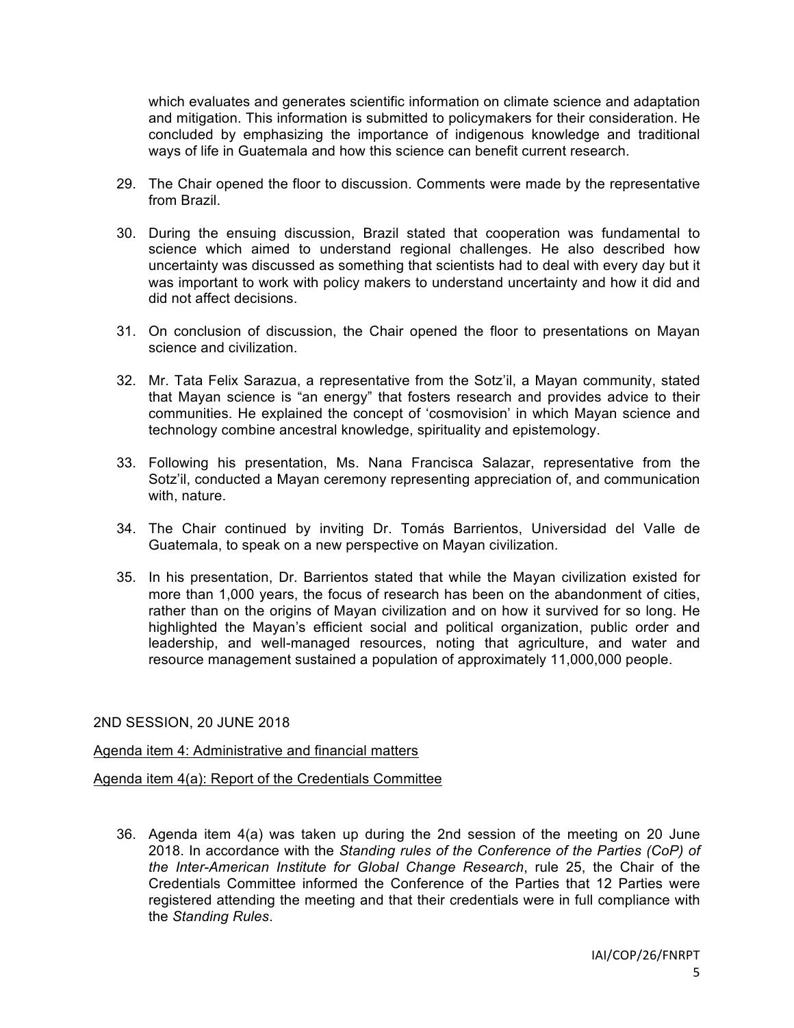which evaluates and generates scientific information on climate science and adaptation and mitigation. This information is submitted to policymakers for their consideration. He concluded by emphasizing the importance of indigenous knowledge and traditional ways of life in Guatemala and how this science can benefit current research.

29. The Chair opened the floor to discussion. Comments were made by the representative from Brazil.

30. During the ensuing discussion, Brazil stated that cooperation was fundamental to science which aimed to understand regional challenges. He also described how uncertainty was discussed as something that scientists had to deal with every day but it was important to work with policy makers to understand uncertainty and how it did and did not affect decisions.

31. On conclusion of discussion, the Chair opened the floor to presentations on Mayan science and civilization.

32. Mr. Tata Felix Sarazua, a representative from the Sotz'il, a Mayan community, stated that Mayan science is "an energy" that fosters research and provides advice to their communities. He explained the concept of 'cosmovision' in which Mayan science and technology combine ancestral knowledge, spirituality and epistemology.

33. Following his presentation, Ms. Nana Francisca Salazar, representative from the Sotz'il, conducted a Mayan ceremony representing appreciation of, and communication with, nature.

34. The Chair continued by inviting Dr. Tomás Barrientos, Universidad del Valle de Guatemala, to speak on a new perspective on Mayan civilization.

35. In his presentation, Dr. Barrientos stated that while the Mayan civilization existed for more than 1,000 years, the focus of research has been on the abandonment of cities, rather than on the origins of Mayan civilization and on how it survived for so long. He highlighted the Mayan's efficient social and political organization, public order and leadership, and well-managed resources, noting that agriculture, and water and resource management sustained a population of approximately 11,000,000 people.

## 2ND SESSION, 20 JUNE 2018

### Agenda item 4: Administrative and financial matters

### Agenda item 4(a): Report of the Credentials Committee

36. Agenda item 4(a) was taken up during the 2nd session of the meeting on 20 June 2018. In accordance with the *Standing rules of the Conference of the Parties (CoP) of the Inter-American Institute for Global Change Research*, rule 25, the Chair of the Credentials Committee informed the Conference of the Parties that 12 Parties were registered attending the meeting and that their credentials were in full compliance with the *Standing Rules*.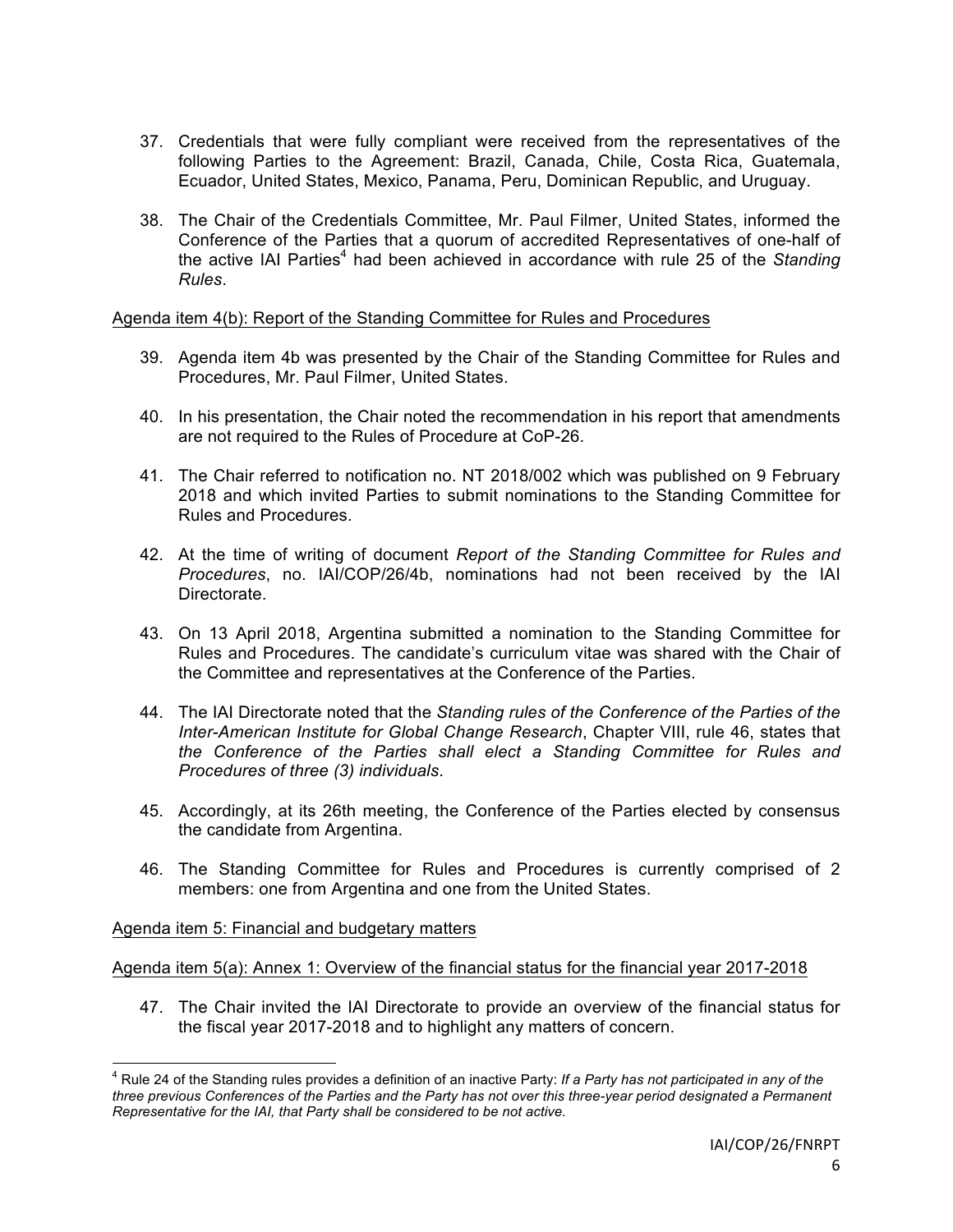37. Credentials that were fully compliant were received from the representatives of the following Parties to the Agreement: Brazil, Canada, Chile, Costa Rica, Guatemala, Ecuador, United States, Mexico, Panama, Peru, Dominican Republic, and Uruguay.

38. The Chair of the Credentials Committee, Mr. Paul Filmer, United States, informed the Conference of the Parties that a quorum of accredited Representatives of one-half of the active IAI Parties[4] had been achieved in accordance with rule 25 of the *Standing Rules*.

Agenda item 4(b): Report of the Standing Committee for Rules and Procedures

39. Agenda item 4b was presented by the Chair of the Standing Committee for Rules and Procedures, Mr. Paul Filmer, United States.

40. In his presentation, the Chair noted the recommendation in his report that amendments are not required to the Rules of Procedure at CoP-26.

41. The Chair referred to notification no. NT 2018/002 which was published on 9 February 2018 and which invited Parties to submit nominations to the Standing Committee for Rules and Procedures.

42. At the time of writing of document *Report of the Standing Committee for Rules and Procedures*, no. IAI/COP/26/4b, nominations had not been received by the IAI Directorate.

43. On 13 April 2018, Argentina submitted a nomination to the Standing Committee for Rules and Procedures. The candidate's curriculum vitae was shared with the Chair of the Committee and representatives at the Conference of the Parties.

44. The IAI Directorate noted that the *Standing rules of the Conference of the Parties of the Inter-American Institute for Global Change Research*, Chapter VIII, rule 46, states that *the Conference of the Parties shall elect a Standing Committee for Rules and Procedures of three (3) individuals*.

45. Accordingly, at its 26th meeting, the Conference of the Parties elected by consensus the candidate from Argentina.

46. The Standing Committee for Rules and Procedures is currently comprised of 2 members: one from Argentina and one from the United States.

Agenda item 5: Financial and budgetary matters

Agenda item 5(a): Annex 1: Overview of the financial status for the financial year 2017-2018

47. The Chair invited the IAI Directorate to provide an overview of the financial status for the fiscal year 2017-2018 and to highlight any matters of concern.

---

[4] Rule 24 of the Standing rules provides a definition of an inactive Party: *If a Party has not participated in any of the three previous Conferences of the Parties and the Party has not over this three-year period designated a Permanent Representative for the IAI, that Party shall be considered to be not active.*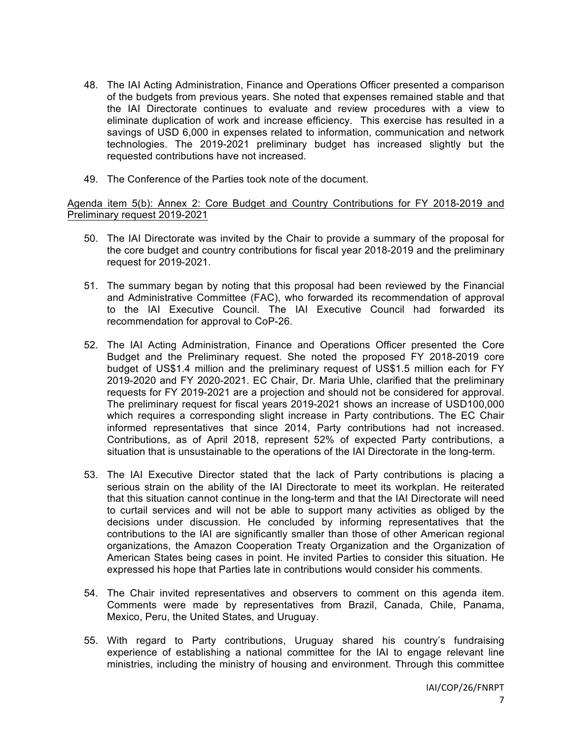48. The IAI Acting Administration, Finance and Operations Officer presented a comparison of the budgets from previous years. She noted that expenses remained stable and that the IAI Directorate continues to evaluate and review procedures with a view to eliminate duplication of work and increase efficiency. This exercise has resulted in a savings of USD 6,000 in expenses related to information, communication and network technologies. The 2019-2021 preliminary budget has increased slightly but the requested contributions have not increased.

49. The Conference of the Parties took note of the document.

Agenda item 5(b): Annex 2: Core Budget and Country Contributions for FY 2018-2019 and Preliminary request 2019-2021

50. The IAI Directorate was invited by the Chair to provide a summary of the proposal for the core budget and country contributions for fiscal year 2018-2019 and the preliminary request for 2019-2021.

51. The summary began by noting that this proposal had been reviewed by the Financial and Administrative Committee (FAC), who forwarded its recommendation of approval to the IAI Executive Council. The IAI Executive Council had forwarded its recommendation for approval to CoP-26.

52. The IAI Acting Administration, Finance and Operations Officer presented the Core Budget and the Preliminary request. She noted the proposed FY 2018-2019 core budget of US$1.4 million and the preliminary request of US$1.5 million each for FY 2019-2020 and FY 2020-2021. EC Chair, Dr. Maria Uhle, clarified that the preliminary requests for FY 2019-2021 are a projection and should not be considered for approval. The preliminary request for fiscal years 2019-2021 shows an increase of USD100,000 which requires a corresponding slight increase in Party contributions. The EC Chair informed representatives that since 2014, Party contributions had not increased. Contributions, as of April 2018, represent 52% of expected Party contributions, a situation that is unsustainable to the operations of the IAI Directorate in the long-term.

53. The IAI Executive Director stated that the lack of Party contributions is placing a serious strain on the ability of the IAI Directorate to meet its workplan. He reiterated that this situation cannot continue in the long-term and that the IAI Directorate will need to curtail services and will not be able to support many activities as obliged by the decisions under discussion. He concluded by informing representatives that the contributions to the IAI are significantly smaller than those of other American regional organizations, the Amazon Cooperation Treaty Organization and the Organization of American States being cases in point. He invited Parties to consider this situation. He expressed his hope that Parties late in contributions would consider his comments.

54. The Chair invited representatives and observers to comment on this agenda item. Comments were made by representatives from Brazil, Canada, Chile, Panama, Mexico, Peru, the United States, and Uruguay.

55. With regard to Party contributions, Uruguay shared his country's fundraising experience of establishing a national committee for the IAI to engage relevant line ministries, including the ministry of housing and environment. Through this committee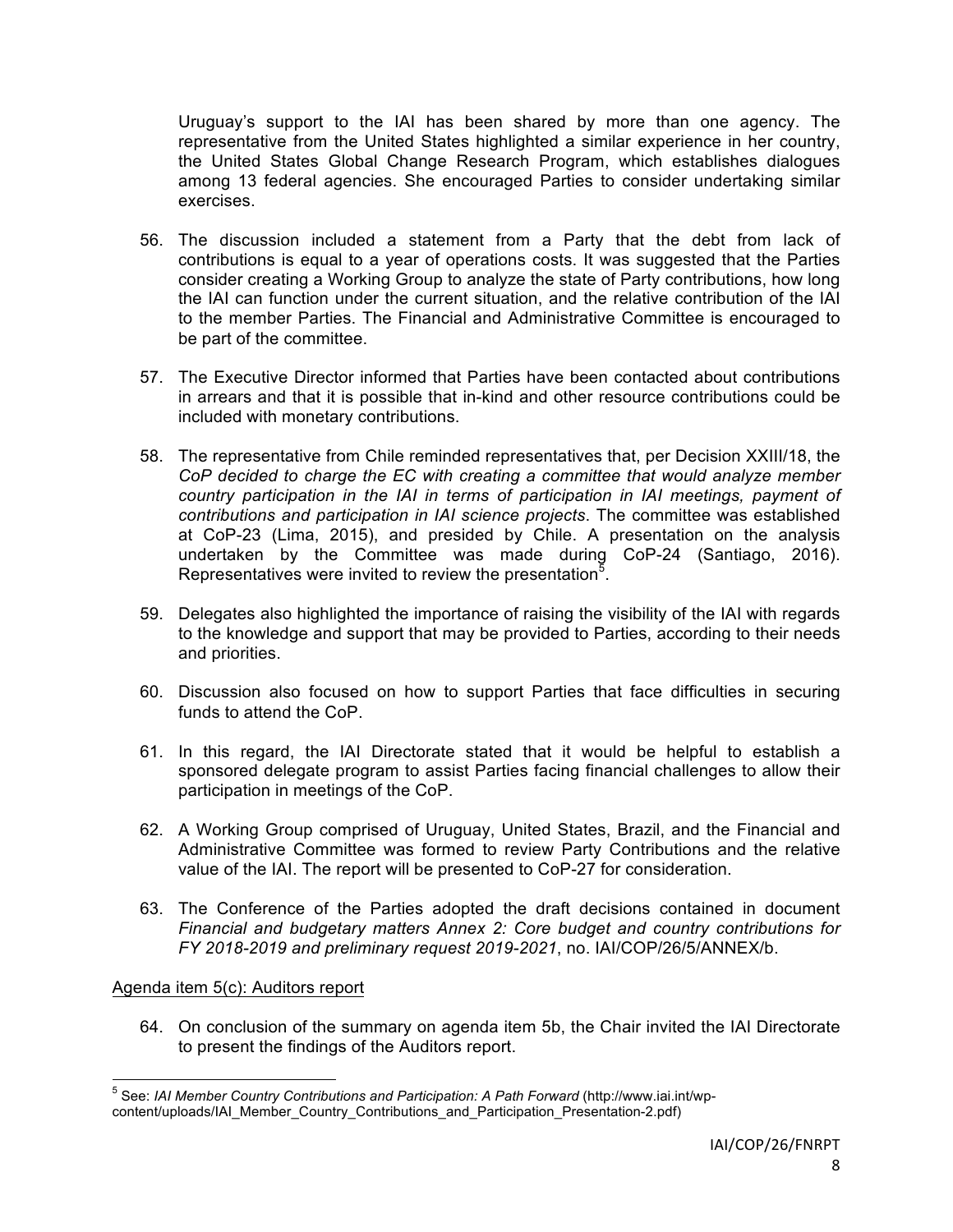Uruguay's support to the IAI has been shared by more than one agency. The representative from the United States highlighted a similar experience in her country, the United States Global Change Research Program, which establishes dialogues among 13 federal agencies. She encouraged Parties to consider undertaking similar exercises.

56. The discussion included a statement from a Party that the debt from lack of contributions is equal to a year of operations costs. It was suggested that the Parties consider creating a Working Group to analyze the state of Party contributions, how long the IAI can function under the current situation, and the relative contribution of the IAI to the member Parties. The Financial and Administrative Committee is encouraged to be part of the committee.

57. The Executive Director informed that Parties have been contacted about contributions in arrears and that it is possible that in-kind and other resource contributions could be included with monetary contributions.

58. The representative from Chile reminded representatives that, per Decision XXIII/18, the *CoP decided to charge the EC with creating a committee that would analyze member country participation in the IAI in terms of participation in IAI meetings, payment of contributions and participation in IAI science projects*. The committee was established at CoP-23 (Lima, 2015), and presided by Chile. A presentation on the analysis undertaken by the Committee was made during CoP-24 (Santiago, 2016). Representatives were invited to review the presentation[5].

59. Delegates also highlighted the importance of raising the visibility of the IAI with regards to the knowledge and support that may be provided to Parties, according to their needs and priorities.

60. Discussion also focused on how to support Parties that face difficulties in securing funds to attend the CoP.

61. In this regard, the IAI Directorate stated that it would be helpful to establish a sponsored delegate program to assist Parties facing financial challenges to allow their participation in meetings of the CoP.

62. A Working Group comprised of Uruguay, United States, Brazil, and the Financial and Administrative Committee was formed to review Party Contributions and the relative value of the IAI. The report will be presented to CoP-27 for consideration.

63. The Conference of the Parties adopted the draft decisions contained in document *Financial and budgetary matters Annex 2: Core budget and country contributions for FY 2018-2019 and preliminary request 2019-2021*, no. IAI/COP/26/5/ANNEX/b.

Agenda item 5(c): Auditors report

64. On conclusion of the summary on agenda item 5b, the Chair invited the IAI Directorate to present the findings of the Auditors report.

[5] See: *IAI Member Country Contributions and Participation: A Path Forward* (http://www.iai.int/wp-content/uploads/IAI_Member_Country_Contributions_and_Participation_Presentation-2.pdf)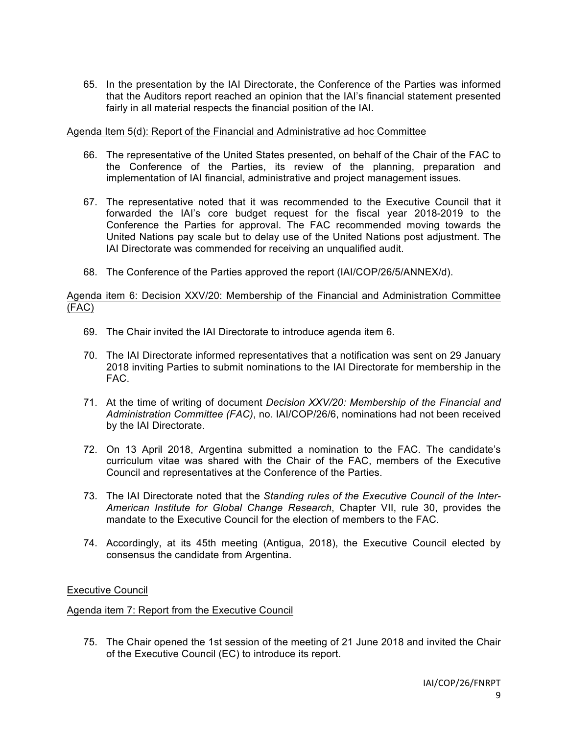65. In the presentation by the IAI Directorate, the Conference of the Parties was informed that the Auditors report reached an opinion that the IAI's financial statement presented fairly in all material respects the financial position of the IAI.

Agenda Item 5(d): Report of the Financial and Administrative ad hoc Committee

66. The representative of the United States presented, on behalf of the Chair of the FAC to the Conference of the Parties, its review of the planning, preparation and implementation of IAI financial, administrative and project management issues.

67. The representative noted that it was recommended to the Executive Council that it forwarded the IAI's core budget request for the fiscal year 2018-2019 to the Conference the Parties for approval. The FAC recommended moving towards the United Nations pay scale but to delay use of the United Nations post adjustment. The IAI Directorate was commended for receiving an unqualified audit.

68. The Conference of the Parties approved the report (IAI/COP/26/5/ANNEX/d).

Agenda item 6: Decision XXV/20: Membership of the Financial and Administration Committee (FAC)

69. The Chair invited the IAI Directorate to introduce agenda item 6.

70. The IAI Directorate informed representatives that a notification was sent on 29 January 2018 inviting Parties to submit nominations to the IAI Directorate for membership in the FAC.

71. At the time of writing of document *Decision XXV/20: Membership of the Financial and Administration Committee (FAC)*, no. IAI/COP/26/6, nominations had not been received by the IAI Directorate.

72. On 13 April 2018, Argentina submitted a nomination to the FAC. The candidate's curriculum vitae was shared with the Chair of the FAC, members of the Executive Council and representatives at the Conference of the Parties.

73. The IAI Directorate noted that the *Standing rules of the Executive Council of the Inter-American Institute for Global Change Research*, Chapter VII, rule 30, provides the mandate to the Executive Council for the election of members to the FAC.

74. Accordingly, at its 45th meeting (Antigua, 2018), the Executive Council elected by consensus the candidate from Argentina.

Executive Council

Agenda item 7: Report from the Executive Council

75. The Chair opened the 1st session of the meeting of 21 June 2018 and invited the Chair of the Executive Council (EC) to introduce its report.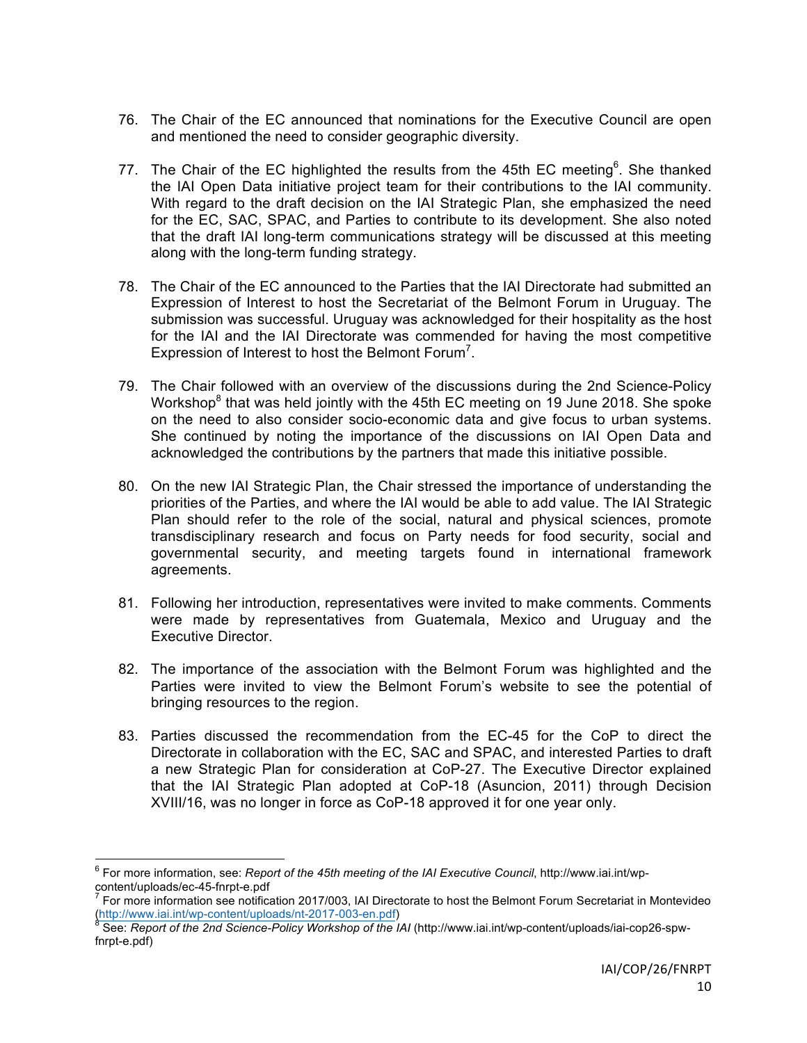76. The Chair of the EC announced that nominations for the Executive Council are open and mentioned the need to consider geographic diversity.

77. The Chair of the EC highlighted the results from the 45th EC meeting[6]. She thanked the IAI Open Data initiative project team for their contributions to the IAI community. With regard to the draft decision on the IAI Strategic Plan, she emphasized the need for the EC, SAC, SPAC, and Parties to contribute to its development. She also noted that the draft IAI long-term communications strategy will be discussed at this meeting along with the long-term funding strategy.

78. The Chair of the EC announced to the Parties that the IAI Directorate had submitted an Expression of Interest to host the Secretariat of the Belmont Forum in Uruguay. The submission was successful. Uruguay was acknowledged for their hospitality as the host for the IAI and the IAI Directorate was commended for having the most competitive Expression of Interest to host the Belmont Forum[7].

79. The Chair followed with an overview of the discussions during the 2nd Science-Policy Workshop[8] that was held jointly with the 45th EC meeting on 19 June 2018. She spoke on the need to also consider socio-economic data and give focus to urban systems. She continued by noting the importance of the discussions on IAI Open Data and acknowledged the contributions by the partners that made this initiative possible.

80. On the new IAI Strategic Plan, the Chair stressed the importance of understanding the priorities of the Parties, and where the IAI would be able to add value. The IAI Strategic Plan should refer to the role of the social, natural and physical sciences, promote transdisciplinary research and focus on Party needs for food security, social and governmental security, and meeting targets found in international framework agreements.

81. Following her introduction, representatives were invited to make comments. Comments were made by representatives from Guatemala, Mexico and Uruguay and the Executive Director.

82. The importance of the association with the Belmont Forum was highlighted and the Parties were invited to view the Belmont Forum's website to see the potential of bringing resources to the region.

83. Parties discussed the recommendation from the EC-45 for the CoP to direct the Directorate in collaboration with the EC, SAC and SPAC, and interested Parties to draft a new Strategic Plan for consideration at CoP-27. The Executive Director explained that the IAI Strategic Plan adopted at CoP-18 (Asuncion, 2011) through Decision XVIII/16, was no longer in force as CoP-18 approved it for one year only.

---

[6] For more information, see: *Report of the 45th meeting of the IAI Executive Council*, http://www.iai.int/wp-content/uploads/ec-45-fnrpt-e.pdf

[7] For more information see notification 2017/003, IAI Directorate to host the Belmont Forum Secretariat in Montevideo (http://www.iai.int/wp-content/uploads/nt-2017-003-en.pdf)

[8] See: *Report of the 2nd Science-Policy Workshop of the IAI* (http://www.iai.int/wp-content/uploads/iai-cop26-spw-fnrpt-e.pdf)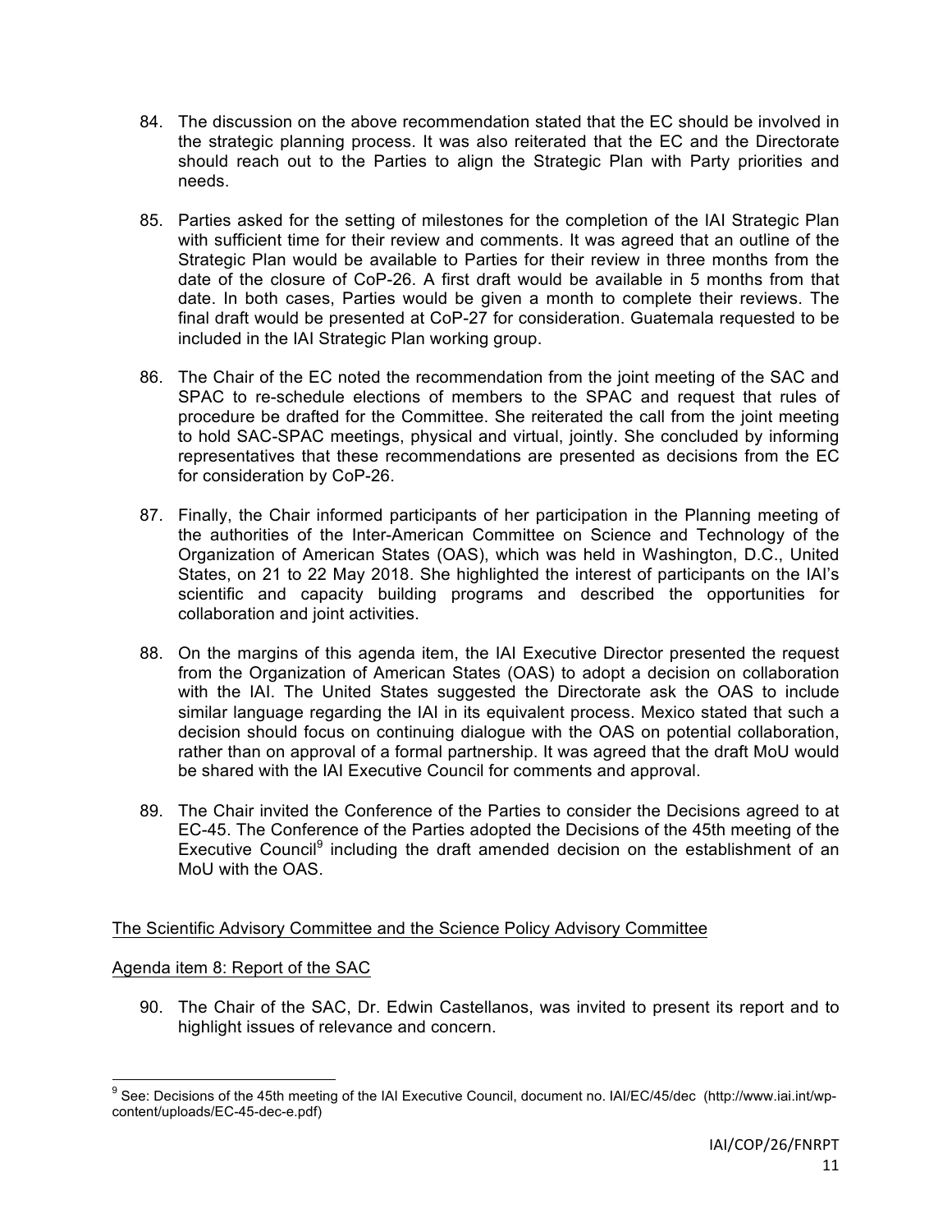84. The discussion on the above recommendation stated that the EC should be involved in the strategic planning process. It was also reiterated that the EC and the Directorate should reach out to the Parties to align the Strategic Plan with Party priorities and needs.

85. Parties asked for the setting of milestones for the completion of the IAI Strategic Plan with sufficient time for their review and comments. It was agreed that an outline of the Strategic Plan would be available to Parties for their review in three months from the date of the closure of CoP-26. A first draft would be available in 5 months from that date. In both cases, Parties would be given a month to complete their reviews. The final draft would be presented at CoP-27 for consideration. Guatemala requested to be included in the IAI Strategic Plan working group.

86. The Chair of the EC noted the recommendation from the joint meeting of the SAC and SPAC to re-schedule elections of members to the SPAC and request that rules of procedure be drafted for the Committee. She reiterated the call from the joint meeting to hold SAC-SPAC meetings, physical and virtual, jointly. She concluded by informing representatives that these recommendations are presented as decisions from the EC for consideration by CoP-26.

87. Finally, the Chair informed participants of her participation in the Planning meeting of the authorities of the Inter-American Committee on Science and Technology of the Organization of American States (OAS), which was held in Washington, D.C., United States, on 21 to 22 May 2018. She highlighted the interest of participants on the IAI's scientific and capacity building programs and described the opportunities for collaboration and joint activities.

88. On the margins of this agenda item, the IAI Executive Director presented the request from the Organization of American States (OAS) to adopt a decision on collaboration with the IAI. The United States suggested the Directorate ask the OAS to include similar language regarding the IAI in its equivalent process. Mexico stated that such a decision should focus on continuing dialogue with the OAS on potential collaboration, rather than on approval of a formal partnership. It was agreed that the draft MoU would be shared with the IAI Executive Council for comments and approval.

89. The Chair invited the Conference of the Parties to consider the Decisions agreed to at EC-45. The Conference of the Parties adopted the Decisions of the 45th meeting of the Executive Council[9] including the draft amended decision on the establishment of an MoU with the OAS.

## The Scientific Advisory Committee and the Science Policy Advisory Committee

### Agenda item 8: Report of the SAC

90. The Chair of the SAC, Dr. Edwin Castellanos, was invited to present its report and to highlight issues of relevance and concern.

[9] See: Decisions of the 45th meeting of the IAI Executive Council, document no. IAI/EC/45/dec (http://www.iai.int/wp-content/uploads/EC-45-dec-e.pdf)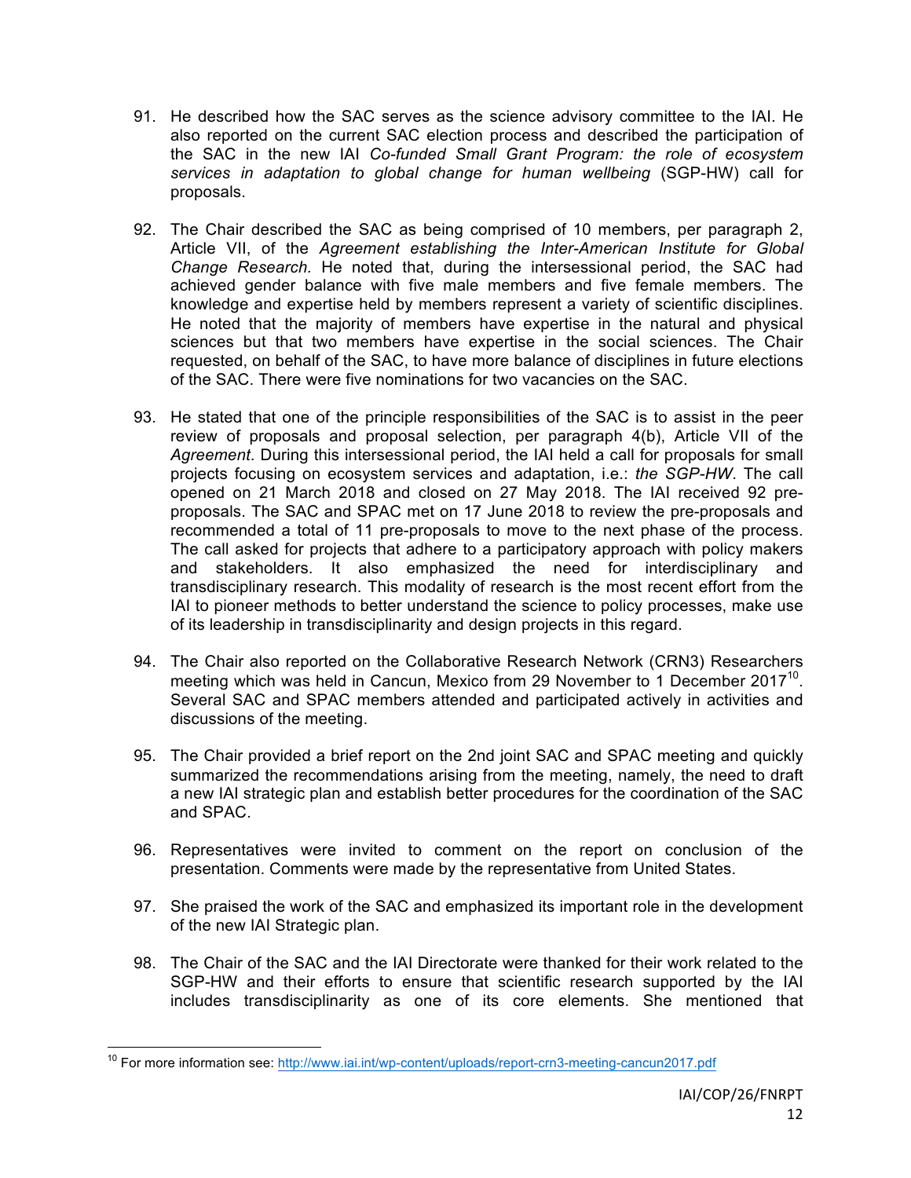91. He described how the SAC serves as the science advisory committee to the IAI. He also reported on the current SAC election process and described the participation of the SAC in the new IAI *Co-funded Small Grant Program: the role of ecosystem services in adaptation to global change for human wellbeing* (SGP-HW) call for proposals.

92. The Chair described the SAC as being comprised of 10 members, per paragraph 2, Article VII, of the *Agreement establishing the Inter-American Institute for Global Change Research.* He noted that, during the intersessional period, the SAC had achieved gender balance with five male members and five female members. The knowledge and expertise held by members represent a variety of scientific disciplines. He noted that the majority of members have expertise in the natural and physical sciences but that two members have expertise in the social sciences. The Chair requested, on behalf of the SAC, to have more balance of disciplines in future elections of the SAC. There were five nominations for two vacancies on the SAC.

93. He stated that one of the principle responsibilities of the SAC is to assist in the peer review of proposals and proposal selection, per paragraph 4(b), Article VII of the *Agreement*. During this intersessional period, the IAI held a call for proposals for small projects focusing on ecosystem services and adaptation, i.e.: *the SGP-HW*. The call opened on 21 March 2018 and closed on 27 May 2018. The IAI received 92 pre-proposals. The SAC and SPAC met on 17 June 2018 to review the pre-proposals and recommended a total of 11 pre-proposals to move to the next phase of the process. The call asked for projects that adhere to a participatory approach with policy makers and stakeholders. It also emphasized the need for interdisciplinary and transdisciplinary research. This modality of research is the most recent effort from the IAI to pioneer methods to better understand the science to policy processes, make use of its leadership in transdisciplinarity and design projects in this regard.

94. The Chair also reported on the Collaborative Research Network (CRN3) Researchers meeting which was held in Cancun, Mexico from 29 November to 1 December 2017[10]. Several SAC and SPAC members attended and participated actively in activities and discussions of the meeting.

95. The Chair provided a brief report on the 2nd joint SAC and SPAC meeting and quickly summarized the recommendations arising from the meeting, namely, the need to draft a new IAI strategic plan and establish better procedures for the coordination of the SAC and SPAC.

96. Representatives were invited to comment on the report on conclusion of the presentation. Comments were made by the representative from United States.

97. She praised the work of the SAC and emphasized its important role in the development of the new IAI Strategic plan.

98. The Chair of the SAC and the IAI Directorate were thanked for their work related to the SGP-HW and their efforts to ensure that scientific research supported by the IAI includes transdisciplinarity as one of its core elements. She mentioned that

---

[10] For more information see: http://www.iai.int/wp-content/uploads/report-crn3-meeting-cancun2017.pdf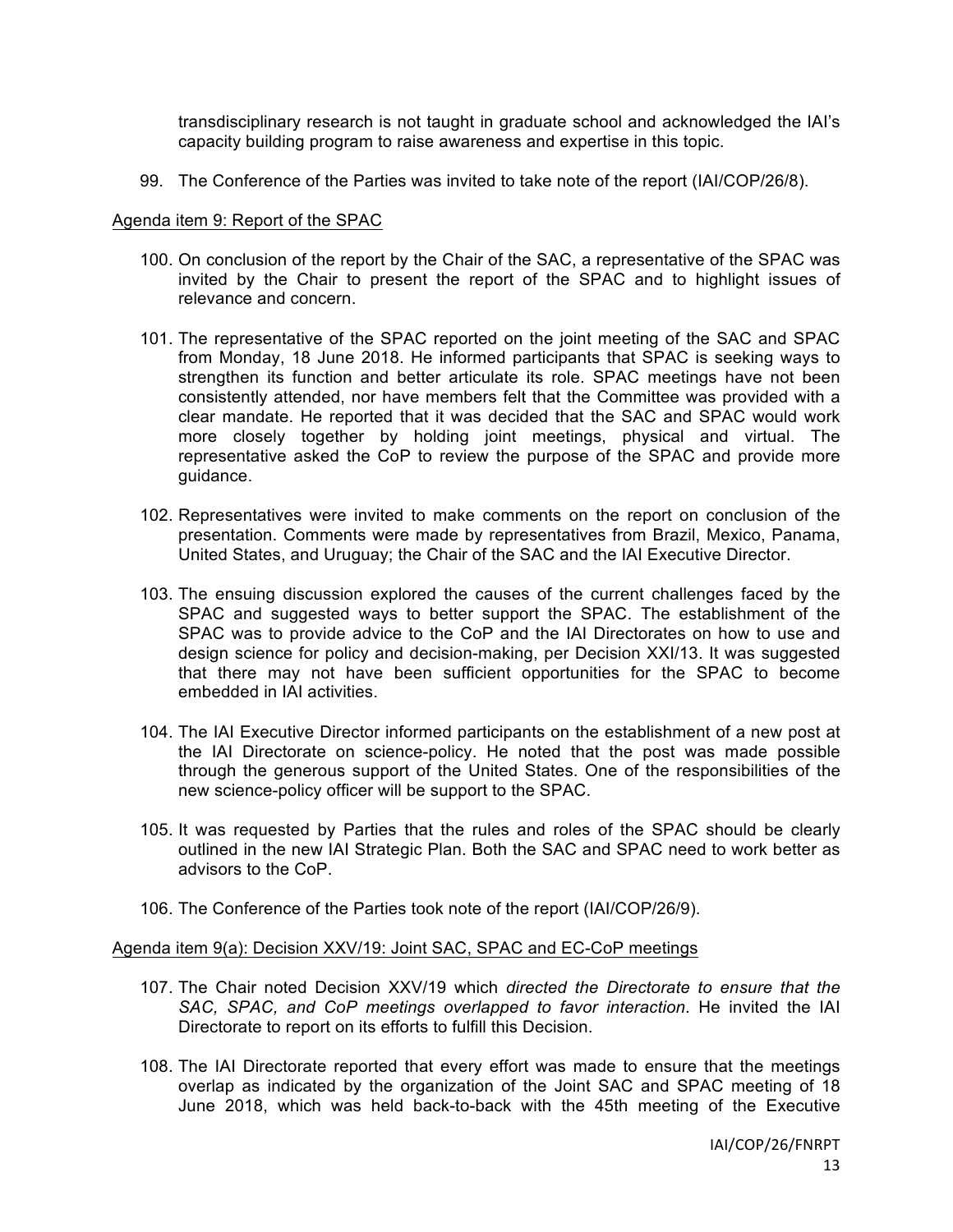transdisciplinary research is not taught in graduate school and acknowledged the IAI's capacity building program to raise awareness and expertise in this topic.

99. The Conference of the Parties was invited to take note of the report (IAI/COP/26/8).

Agenda item 9: Report of the SPAC

100. On conclusion of the report by the Chair of the SAC, a representative of the SPAC was invited by the Chair to present the report of the SPAC and to highlight issues of relevance and concern.

101. The representative of the SPAC reported on the joint meeting of the SAC and SPAC from Monday, 18 June 2018. He informed participants that SPAC is seeking ways to strengthen its function and better articulate its role. SPAC meetings have not been consistently attended, nor have members felt that the Committee was provided with a clear mandate. He reported that it was decided that the SAC and SPAC would work more closely together by holding joint meetings, physical and virtual. The representative asked the CoP to review the purpose of the SPAC and provide more guidance.

102. Representatives were invited to make comments on the report on conclusion of the presentation. Comments were made by representatives from Brazil, Mexico, Panama, United States, and Uruguay; the Chair of the SAC and the IAI Executive Director.

103. The ensuing discussion explored the causes of the current challenges faced by the SPAC and suggested ways to better support the SPAC. The establishment of the SPAC was to provide advice to the CoP and the IAI Directorates on how to use and design science for policy and decision-making, per Decision XXI/13. It was suggested that there may not have been sufficient opportunities for the SPAC to become embedded in IAI activities.

104. The IAI Executive Director informed participants on the establishment of a new post at the IAI Directorate on science-policy. He noted that the post was made possible through the generous support of the United States. One of the responsibilities of the new science-policy officer will be support to the SPAC.

105. It was requested by Parties that the rules and roles of the SPAC should be clearly outlined in the new IAI Strategic Plan. Both the SAC and SPAC need to work better as advisors to the CoP.

106. The Conference of the Parties took note of the report (IAI/COP/26/9).

Agenda item 9(a): Decision XXV/19: Joint SAC, SPAC and EC-CoP meetings

107. The Chair noted Decision XXV/19 which *directed the Directorate to ensure that the SAC, SPAC, and CoP meetings overlapped to favor interaction*. He invited the IAI Directorate to report on its efforts to fulfill this Decision.

108. The IAI Directorate reported that every effort was made to ensure that the meetings overlap as indicated by the organization of the Joint SAC and SPAC meeting of 18 June 2018, which was held back-to-back with the 45th meeting of the Executive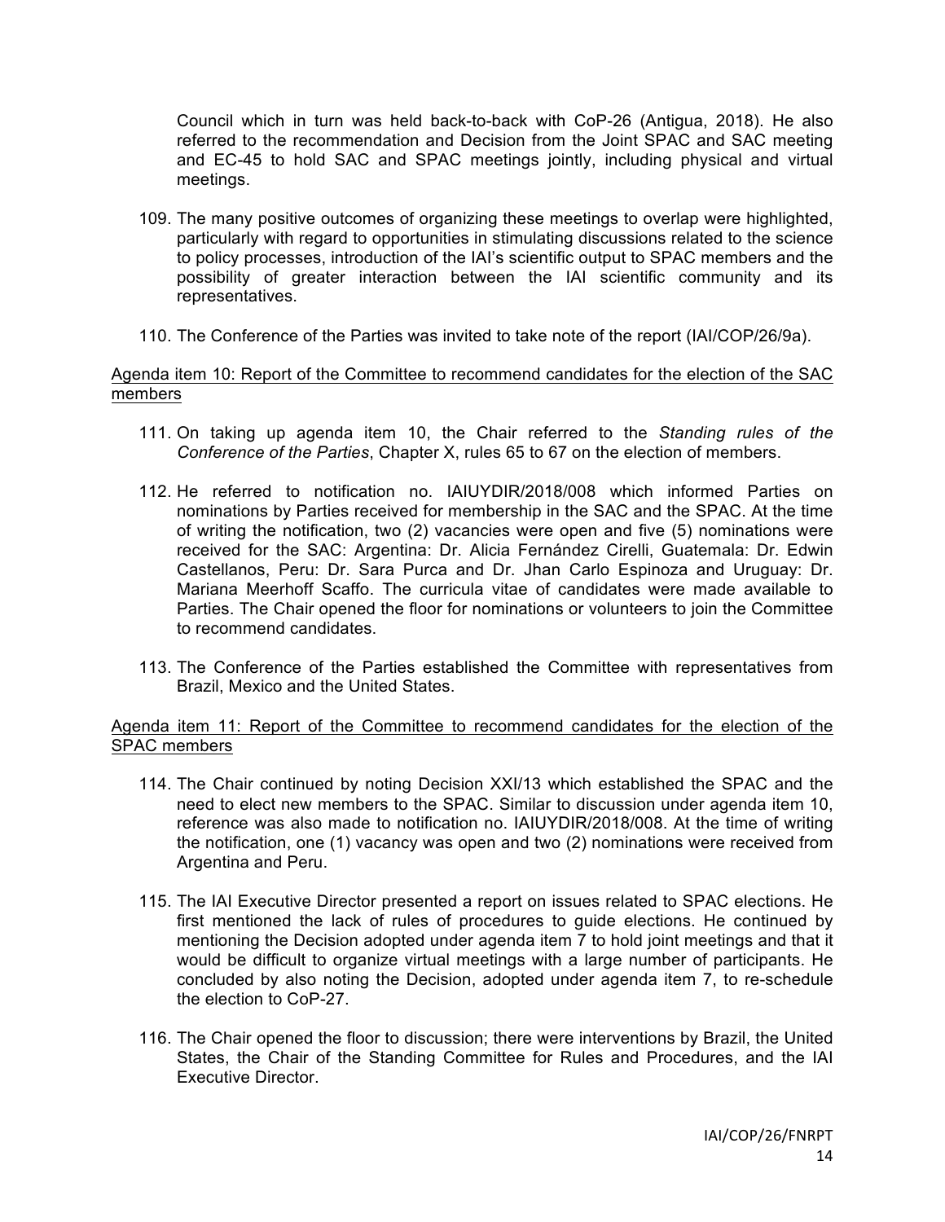Council which in turn was held back-to-back with CoP-26 (Antigua, 2018). He also referred to the recommendation and Decision from the Joint SPAC and SAC meeting and EC-45 to hold SAC and SPAC meetings jointly, including physical and virtual meetings.

109. The many positive outcomes of organizing these meetings to overlap were highlighted, particularly with regard to opportunities in stimulating discussions related to the science to policy processes, introduction of the IAI's scientific output to SPAC members and the possibility of greater interaction between the IAI scientific community and its representatives.

110. The Conference of the Parties was invited to take note of the report (IAI/COP/26/9a).

<u>Agenda item 10: Report of the Committee to recommend candidates for the election of the SAC members</u>

111. On taking up agenda item 10, the Chair referred to the *Standing rules of the Conference of the Parties*, Chapter X, rules 65 to 67 on the election of members.

112. He referred to notification no. IAIUYDIR/2018/008 which informed Parties on nominations by Parties received for membership in the SAC and the SPAC. At the time of writing the notification, two (2) vacancies were open and five (5) nominations were received for the SAC: Argentina: Dr. Alicia Fernández Cirelli, Guatemala: Dr. Edwin Castellanos, Peru: Dr. Sara Purca and Dr. Jhan Carlo Espinoza and Uruguay: Dr. Mariana Meerhoff Scaffo. The curricula vitae of candidates were made available to Parties. The Chair opened the floor for nominations or volunteers to join the Committee to recommend candidates.

113. The Conference of the Parties established the Committee with representatives from Brazil, Mexico and the United States.

<u>Agenda item 11: Report of the Committee to recommend candidates for the election of the SPAC members</u>

114. The Chair continued by noting Decision XXI/13 which established the SPAC and the need to elect new members to the SPAC. Similar to discussion under agenda item 10, reference was also made to notification no. IAIUYDIR/2018/008. At the time of writing the notification, one (1) vacancy was open and two (2) nominations were received from Argentina and Peru.

115. The IAI Executive Director presented a report on issues related to SPAC elections. He first mentioned the lack of rules of procedures to guide elections. He continued by mentioning the Decision adopted under agenda item 7 to hold joint meetings and that it would be difficult to organize virtual meetings with a large number of participants. He concluded by also noting the Decision, adopted under agenda item 7, to re-schedule the election to CoP-27.

116. The Chair opened the floor to discussion; there were interventions by Brazil, the United States, the Chair of the Standing Committee for Rules and Procedures, and the IAI Executive Director.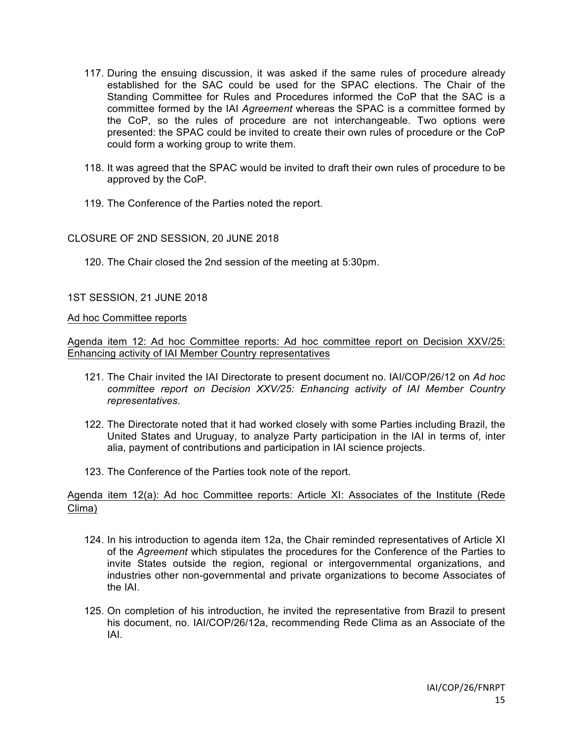117. During the ensuing discussion, it was asked if the same rules of procedure already established for the SAC could be used for the SPAC elections. The Chair of the Standing Committee for Rules and Procedures informed the CoP that the SAC is a committee formed by the IAI *Agreement* whereas the SPAC is a committee formed by the CoP, so the rules of procedure are not interchangeable. Two options were presented: the SPAC could be invited to create their own rules of procedure or the CoP could form a working group to write them.

118. It was agreed that the SPAC would be invited to draft their own rules of procedure to be approved by the CoP.

119. The Conference of the Parties noted the report.

CLOSURE OF 2ND SESSION, 20 JUNE 2018

120. The Chair closed the 2nd session of the meeting at 5:30pm.

1ST SESSION, 21 JUNE 2018

<u>Ad hoc Committee reports</u>

<u>Agenda item 12: Ad hoc Committee reports: Ad hoc committee report on Decision XXV/25: Enhancing activity of IAI Member Country representatives</u>

121. The Chair invited the IAI Directorate to present document no. IAI/COP/26/12 on *Ad hoc committee report on Decision XXV/25: Enhancing activity of IAI Member Country representatives*.

122. The Directorate noted that it had worked closely with some Parties including Brazil, the United States and Uruguay, to analyze Party participation in the IAI in terms of, inter alia, payment of contributions and participation in IAI science projects.

123. The Conference of the Parties took note of the report.

<u>Agenda item 12(a): Ad hoc Committee reports: Article XI: Associates of the Institute (Rede Clima)</u>

124. In his introduction to agenda item 12a, the Chair reminded representatives of Article XI of the *Agreement* which stipulates the procedures for the Conference of the Parties to invite States outside the region, regional or intergovernmental organizations, and industries other non-governmental and private organizations to become Associates of the IAI.

125. On completion of his introduction, he invited the representative from Brazil to present his document, no. IAI/COP/26/12a, recommending Rede Clima as an Associate of the IAI.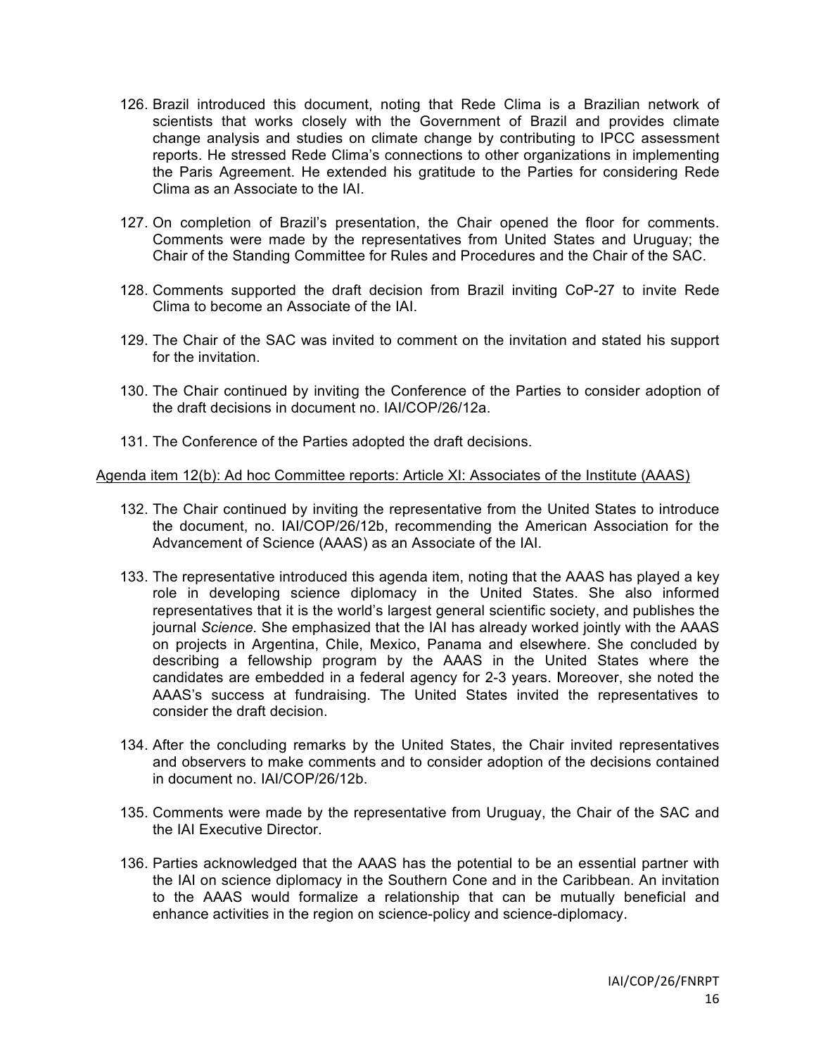126. Brazil introduced this document, noting that Rede Clima is a Brazilian network of scientists that works closely with the Government of Brazil and provides climate change analysis and studies on climate change by contributing to IPCC assessment reports. He stressed Rede Clima's connections to other organizations in implementing the Paris Agreement. He extended his gratitude to the Parties for considering Rede Clima as an Associate to the IAI.

127. On completion of Brazil's presentation, the Chair opened the floor for comments. Comments were made by the representatives from United States and Uruguay; the Chair of the Standing Committee for Rules and Procedures and the Chair of the SAC.

128. Comments supported the draft decision from Brazil inviting CoP-27 to invite Rede Clima to become an Associate of the IAI.

129. The Chair of the SAC was invited to comment on the invitation and stated his support for the invitation.

130. The Chair continued by inviting the Conference of the Parties to consider adoption of the draft decisions in document no. IAI/COP/26/12a.

131. The Conference of the Parties adopted the draft decisions.

Agenda item 12(b): Ad hoc Committee reports: Article XI: Associates of the Institute (AAAS)

132. The Chair continued by inviting the representative from the United States to introduce the document, no. IAI/COP/26/12b, recommending the American Association for the Advancement of Science (AAAS) as an Associate of the IAI.

133. The representative introduced this agenda item, noting that the AAAS has played a key role in developing science diplomacy in the United States. She also informed representatives that it is the world's largest general scientific society, and publishes the journal *Science.* She emphasized that the IAI has already worked jointly with the AAAS on projects in Argentina, Chile, Mexico, Panama and elsewhere. She concluded by describing a fellowship program by the AAAS in the United States where the candidates are embedded in a federal agency for 2-3 years. Moreover, she noted the AAAS's success at fundraising. The United States invited the representatives to consider the draft decision.

134. After the concluding remarks by the United States, the Chair invited representatives and observers to make comments and to consider adoption of the decisions contained in document no. IAI/COP/26/12b.

135. Comments were made by the representative from Uruguay, the Chair of the SAC and the IAI Executive Director.

136. Parties acknowledged that the AAAS has the potential to be an essential partner with the IAI on science diplomacy in the Southern Cone and in the Caribbean. An invitation to the AAAS would formalize a relationship that can be mutually beneficial and enhance activities in the region on science-policy and science-diplomacy.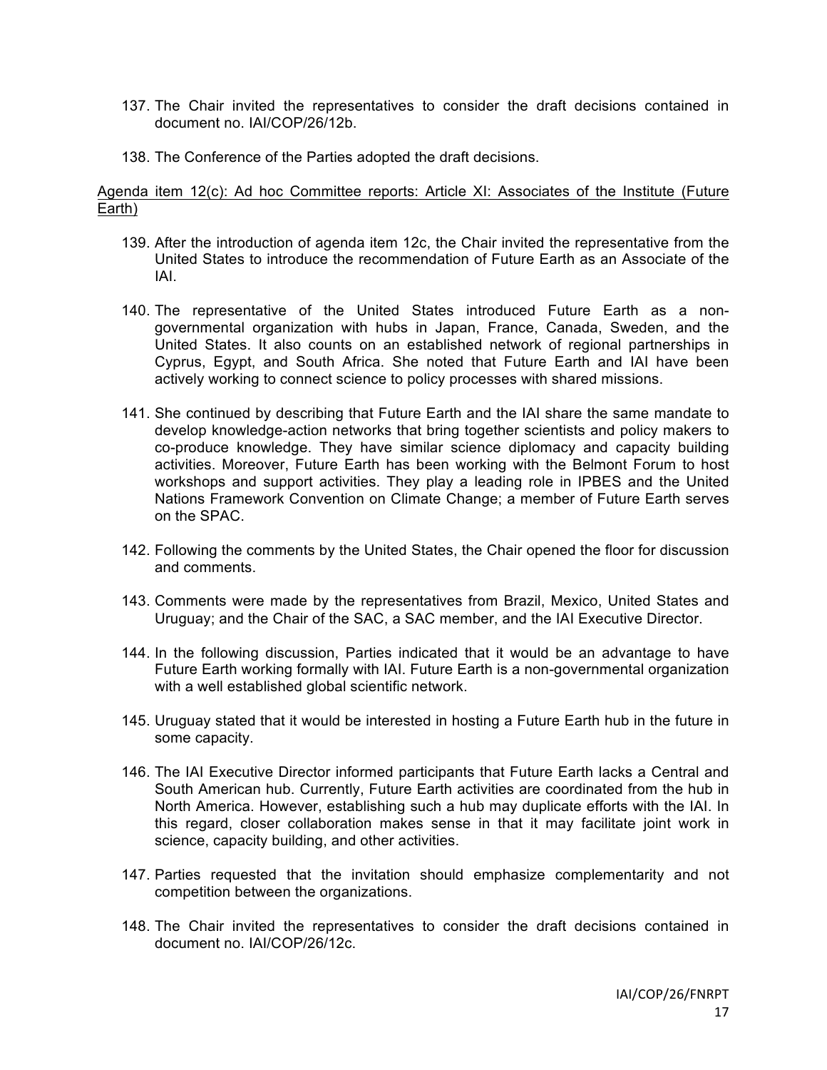137. The Chair invited the representatives to consider the draft decisions contained in document no. IAI/COP/26/12b.

138. The Conference of the Parties adopted the draft decisions.

<u>Agenda item 12(c): Ad hoc Committee reports: Article XI: Associates of the Institute (Future Earth)</u>

139. After the introduction of agenda item 12c, the Chair invited the representative from the United States to introduce the recommendation of Future Earth as an Associate of the IAI.

140. The representative of the United States introduced Future Earth as a non-governmental organization with hubs in Japan, France, Canada, Sweden, and the United States. It also counts on an established network of regional partnerships in Cyprus, Egypt, and South Africa. She noted that Future Earth and IAI have been actively working to connect science to policy processes with shared missions.

141. She continued by describing that Future Earth and the IAI share the same mandate to develop knowledge-action networks that bring together scientists and policy makers to co-produce knowledge. They have similar science diplomacy and capacity building activities. Moreover, Future Earth has been working with the Belmont Forum to host workshops and support activities. They play a leading role in IPBES and the United Nations Framework Convention on Climate Change; a member of Future Earth serves on the SPAC.

142. Following the comments by the United States, the Chair opened the floor for discussion and comments.

143. Comments were made by the representatives from Brazil, Mexico, United States and Uruguay; and the Chair of the SAC, a SAC member, and the IAI Executive Director.

144. In the following discussion, Parties indicated that it would be an advantage to have Future Earth working formally with IAI. Future Earth is a non-governmental organization with a well established global scientific network.

145. Uruguay stated that it would be interested in hosting a Future Earth hub in the future in some capacity.

146. The IAI Executive Director informed participants that Future Earth lacks a Central and South American hub. Currently, Future Earth activities are coordinated from the hub in North America. However, establishing such a hub may duplicate efforts with the IAI. In this regard, closer collaboration makes sense in that it may facilitate joint work in science, capacity building, and other activities.

147. Parties requested that the invitation should emphasize complementarity and not competition between the organizations.

148. The Chair invited the representatives to consider the draft decisions contained in document no. IAI/COP/26/12c.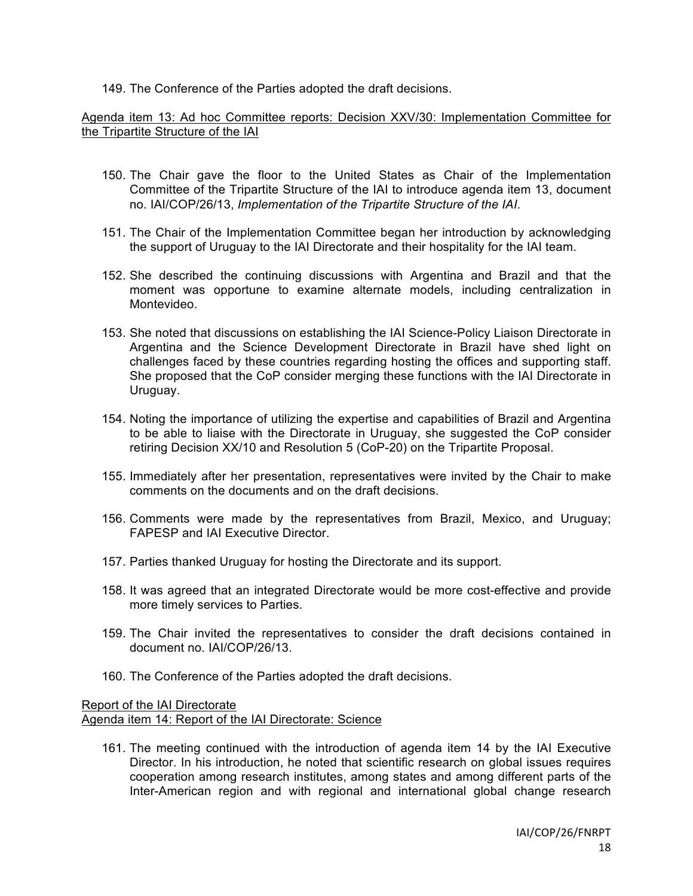149. The Conference of the Parties adopted the draft decisions.

Agenda item 13: Ad hoc Committee reports: Decision XXV/30: Implementation Committee for the Tripartite Structure of the IAI

150. The Chair gave the floor to the United States as Chair of the Implementation Committee of the Tripartite Structure of the IAI to introduce agenda item 13, document no. IAI/COP/26/13, *Implementation of the Tripartite Structure of the IAI*.

151. The Chair of the Implementation Committee began her introduction by acknowledging the support of Uruguay to the IAI Directorate and their hospitality for the IAI team.

152. She described the continuing discussions with Argentina and Brazil and that the moment was opportune to examine alternate models, including centralization in Montevideo.

153. She noted that discussions on establishing the IAI Science-Policy Liaison Directorate in Argentina and the Science Development Directorate in Brazil have shed light on challenges faced by these countries regarding hosting the offices and supporting staff. She proposed that the CoP consider merging these functions with the IAI Directorate in Uruguay.

154. Noting the importance of utilizing the expertise and capabilities of Brazil and Argentina to be able to liaise with the Directorate in Uruguay, she suggested the CoP consider retiring Decision XX/10 and Resolution 5 (CoP-20) on the Tripartite Proposal.

155. Immediately after her presentation, representatives were invited by the Chair to make comments on the documents and on the draft decisions.

156. Comments were made by the representatives from Brazil, Mexico, and Uruguay; FAPESP and IAI Executive Director.

157. Parties thanked Uruguay for hosting the Directorate and its support.

158. It was agreed that an integrated Directorate would be more cost-effective and provide more timely services to Parties.

159. The Chair invited the representatives to consider the draft decisions contained in document no. IAI/COP/26/13.

160. The Conference of the Parties adopted the draft decisions.

Report of the IAI Directorate
Agenda item 14: Report of the IAI Directorate: Science

161. The meeting continued with the introduction of agenda item 14 by the IAI Executive Director. In his introduction, he noted that scientific research on global issues requires cooperation among research institutes, among states and among different parts of the Inter-American region and with regional and international global change research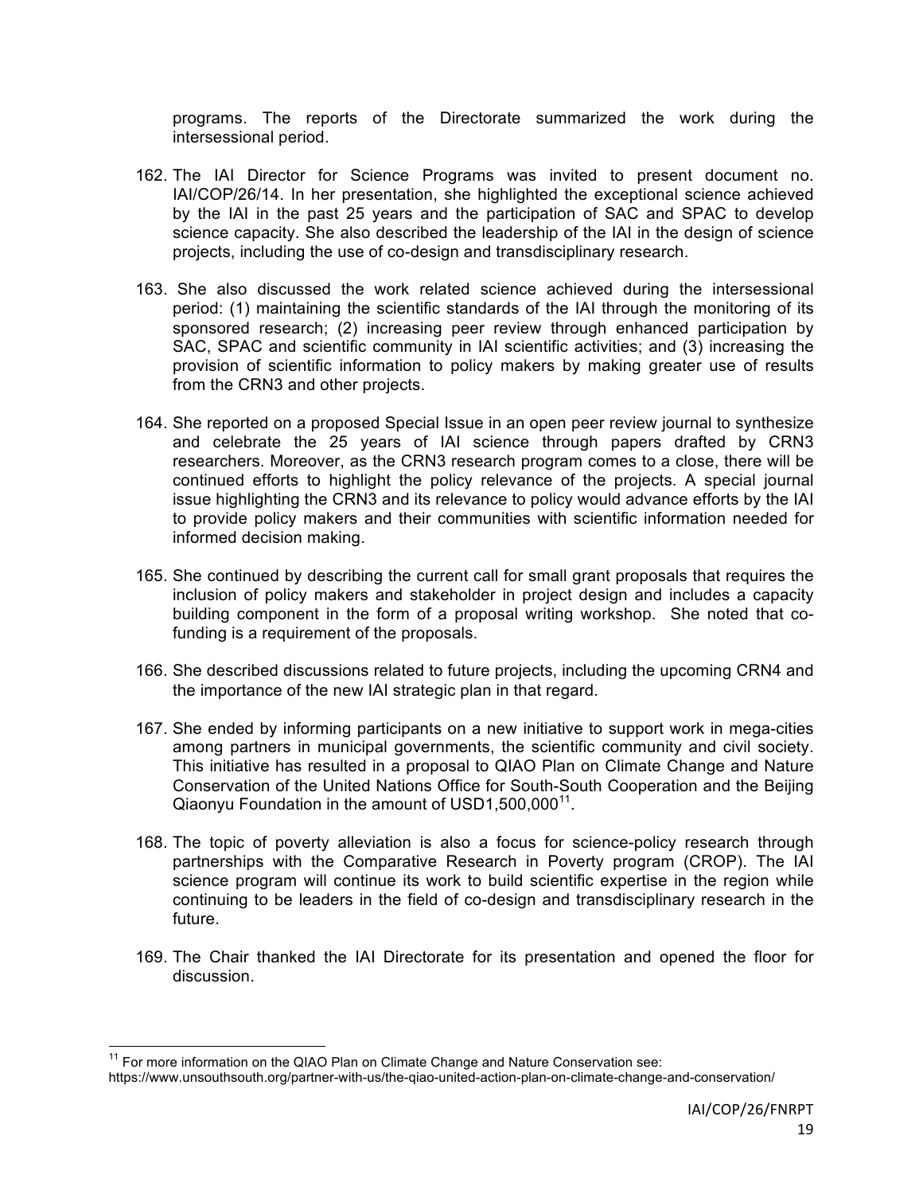programs. The reports of the Directorate summarized the work during the intersessional period.

162. The IAI Director for Science Programs was invited to present document no. IAI/COP/26/14. In her presentation, she highlighted the exceptional science achieved by the IAI in the past 25 years and the participation of SAC and SPAC to develop science capacity. She also described the leadership of the IAI in the design of science projects, including the use of co-design and transdisciplinary research.

163. She also discussed the work related science achieved during the intersessional period: (1) maintaining the scientific standards of the IAI through the monitoring of its sponsored research; (2) increasing peer review through enhanced participation by SAC, SPAC and scientific community in IAI scientific activities; and (3) increasing the provision of scientific information to policy makers by making greater use of results from the CRN3 and other projects.

164. She reported on a proposed Special Issue in an open peer review journal to synthesize and celebrate the 25 years of IAI science through papers drafted by CRN3 researchers. Moreover, as the CRN3 research program comes to a close, there will be continued efforts to highlight the policy relevance of the projects. A special journal issue highlighting the CRN3 and its relevance to policy would advance efforts by the IAI to provide policy makers and their communities with scientific information needed for informed decision making.

165. She continued by describing the current call for small grant proposals that requires the inclusion of policy makers and stakeholder in project design and includes a capacity building component in the form of a proposal writing workshop. She noted that co-funding is a requirement of the proposals.

166. She described discussions related to future projects, including the upcoming CRN4 and the importance of the new IAI strategic plan in that regard.

167. She ended by informing participants on a new initiative to support work in mega-cities among partners in municipal governments, the scientific community and civil society. This initiative has resulted in a proposal to QIAO Plan on Climate Change and Nature Conservation of the United Nations Office for South-South Cooperation and the Beijing Qiaonyu Foundation in the amount of USD1,500,000[11].

168. The topic of poverty alleviation is also a focus for science-policy research through partnerships with the Comparative Research in Poverty program (CROP). The IAI science program will continue its work to build scientific expertise in the region while continuing to be leaders in the field of co-design and transdisciplinary research in the future.

169. The Chair thanked the IAI Directorate for its presentation and opened the floor for discussion.

---

[11] For more information on the QIAO Plan on Climate Change and Nature Conservation see: https://www.unsouthsouth.org/partner-with-us/the-qiao-united-action-plan-on-climate-change-and-conservation/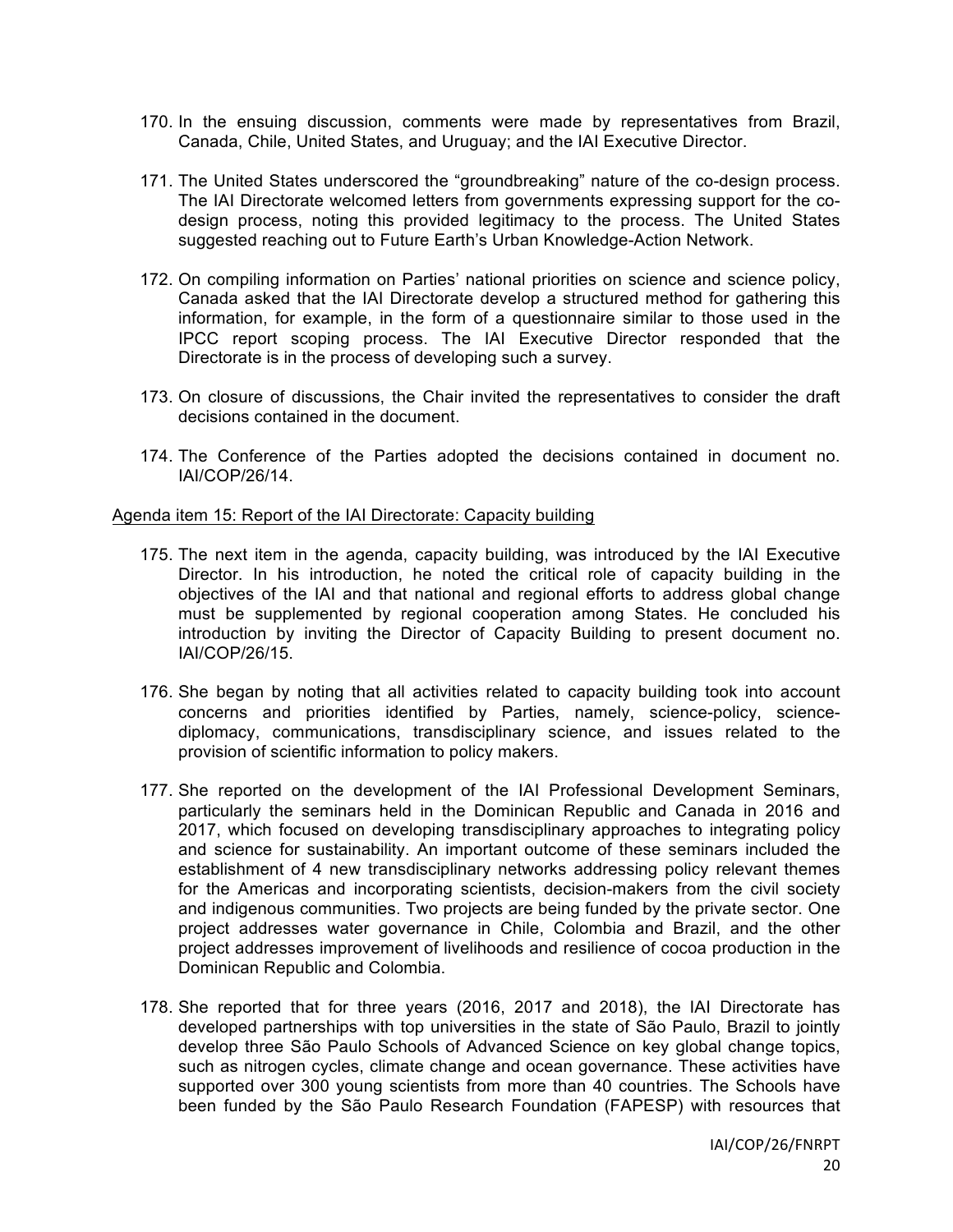170. In the ensuing discussion, comments were made by representatives from Brazil, Canada, Chile, United States, and Uruguay; and the IAI Executive Director.

171. The United States underscored the "groundbreaking" nature of the co-design process. The IAI Directorate welcomed letters from governments expressing support for the co-design process, noting this provided legitimacy to the process. The United States suggested reaching out to Future Earth's Urban Knowledge-Action Network.

172. On compiling information on Parties' national priorities on science and science policy, Canada asked that the IAI Directorate develop a structured method for gathering this information, for example, in the form of a questionnaire similar to those used in the IPCC report scoping process. The IAI Executive Director responded that the Directorate is in the process of developing such a survey.

173. On closure of discussions, the Chair invited the representatives to consider the draft decisions contained in the document.

174. The Conference of the Parties adopted the decisions contained in document no. IAI/COP/26/14.

Agenda item 15: Report of the IAI Directorate: Capacity building

175. The next item in the agenda, capacity building, was introduced by the IAI Executive Director. In his introduction, he noted the critical role of capacity building in the objectives of the IAI and that national and regional efforts to address global change must be supplemented by regional cooperation among States. He concluded his introduction by inviting the Director of Capacity Building to present document no. IAI/COP/26/15.

176. She began by noting that all activities related to capacity building took into account concerns and priorities identified by Parties, namely, science-policy, science-diplomacy, communications, transdisciplinary science, and issues related to the provision of scientific information to policy makers.

177. She reported on the development of the IAI Professional Development Seminars, particularly the seminars held in the Dominican Republic and Canada in 2016 and 2017, which focused on developing transdisciplinary approaches to integrating policy and science for sustainability. An important outcome of these seminars included the establishment of 4 new transdisciplinary networks addressing policy relevant themes for the Americas and incorporating scientists, decision-makers from the civil society and indigenous communities. Two projects are being funded by the private sector. One project addresses water governance in Chile, Colombia and Brazil, and the other project addresses improvement of livelihoods and resilience of cocoa production in the Dominican Republic and Colombia.

178. She reported that for three years (2016, 2017 and 2018), the IAI Directorate has developed partnerships with top universities in the state of São Paulo, Brazil to jointly develop three São Paulo Schools of Advanced Science on key global change topics, such as nitrogen cycles, climate change and ocean governance. These activities have supported over 300 young scientists from more than 40 countries. The Schools have been funded by the São Paulo Research Foundation (FAPESP) with resources that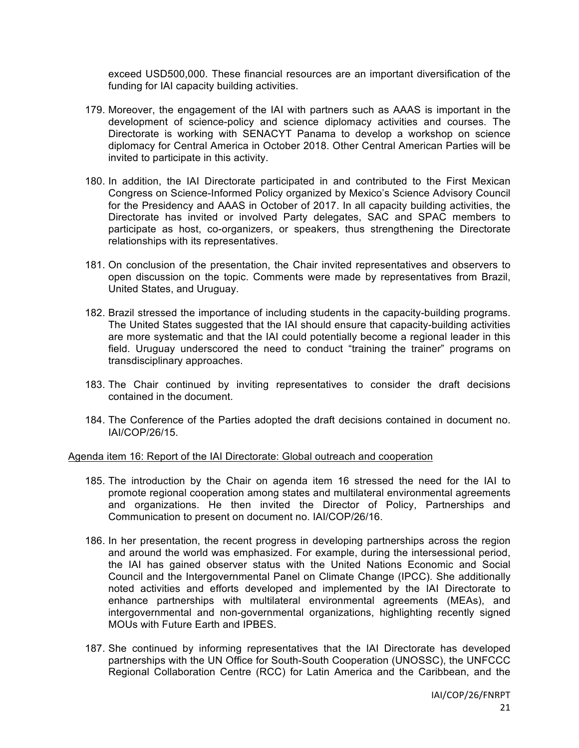exceed USD500,000. These financial resources are an important diversification of the funding for IAI capacity building activities.

179. Moreover, the engagement of the IAI with partners such as AAAS is important in the development of science-policy and science diplomacy activities and courses. The Directorate is working with SENACYT Panama to develop a workshop on science diplomacy for Central America in October 2018. Other Central American Parties will be invited to participate in this activity.

180. In addition, the IAI Directorate participated in and contributed to the First Mexican Congress on Science-Informed Policy organized by Mexico's Science Advisory Council for the Presidency and AAAS in October of 2017. In all capacity building activities, the Directorate has invited or involved Party delegates, SAC and SPAC members to participate as host, co-organizers, or speakers, thus strengthening the Directorate relationships with its representatives.

181. On conclusion of the presentation, the Chair invited representatives and observers to open discussion on the topic. Comments were made by representatives from Brazil, United States, and Uruguay.

182. Brazil stressed the importance of including students in the capacity-building programs. The United States suggested that the IAI should ensure that capacity-building activities are more systematic and that the IAI could potentially become a regional leader in this field. Uruguay underscored the need to conduct "training the trainer" programs on transdisciplinary approaches.

183. The Chair continued by inviting representatives to consider the draft decisions contained in the document.

184. The Conference of the Parties adopted the draft decisions contained in document no. IAI/COP/26/15.

Agenda item 16: Report of the IAI Directorate: Global outreach and cooperation

185. The introduction by the Chair on agenda item 16 stressed the need for the IAI to promote regional cooperation among states and multilateral environmental agreements and organizations. He then invited the Director of Policy, Partnerships and Communication to present on document no. IAI/COP/26/16.

186. In her presentation, the recent progress in developing partnerships across the region and around the world was emphasized. For example, during the intersessional period, the IAI has gained observer status with the United Nations Economic and Social Council and the Intergovernmental Panel on Climate Change (IPCC). She additionally noted activities and efforts developed and implemented by the IAI Directorate to enhance partnerships with multilateral environmental agreements (MEAs), and intergovernmental and non-governmental organizations, highlighting recently signed MOUs with Future Earth and IPBES.

187. She continued by informing representatives that the IAI Directorate has developed partnerships with the UN Office for South-South Cooperation (UNOSSC), the UNFCCC Regional Collaboration Centre (RCC) for Latin America and the Caribbean, and the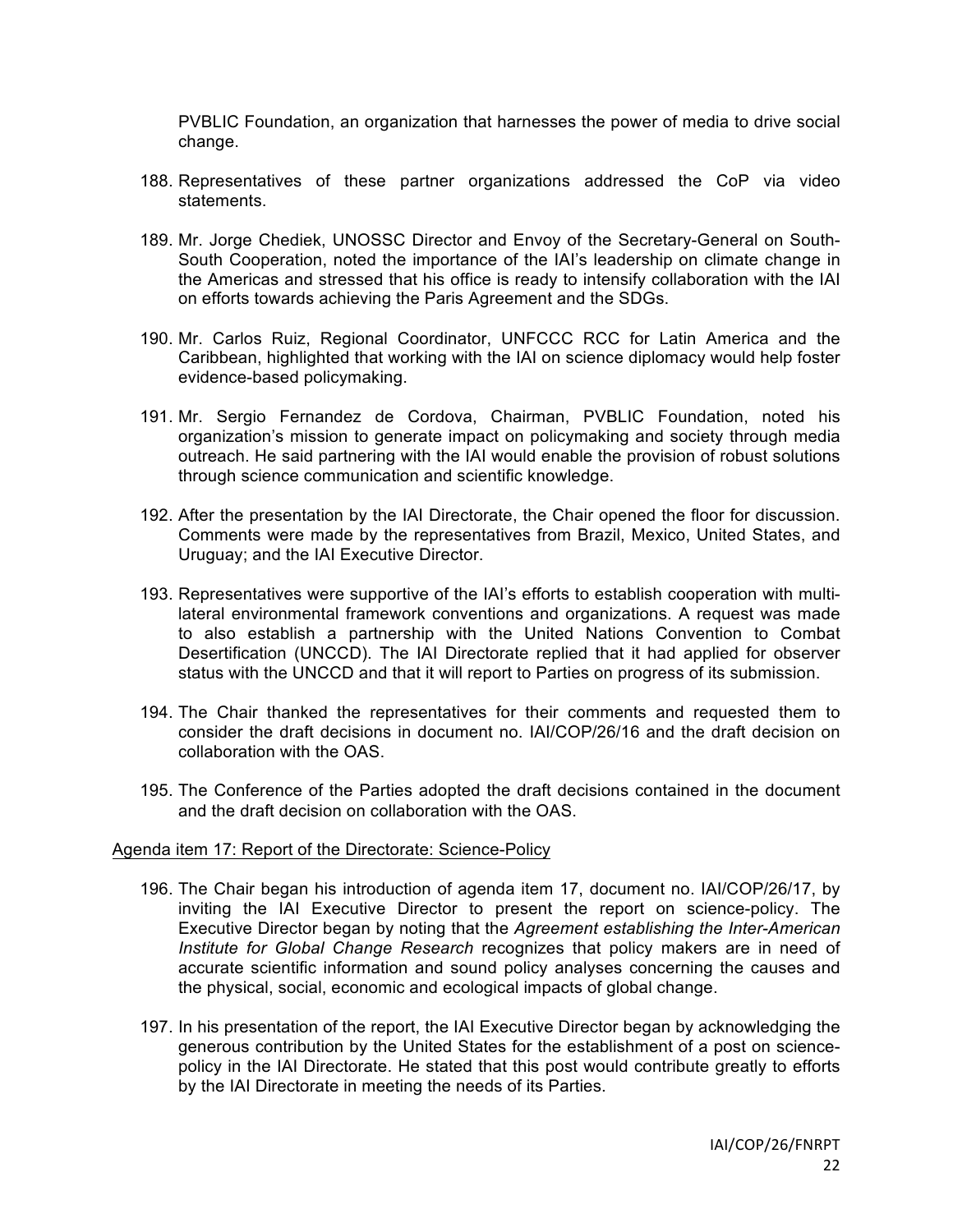PVBLIC Foundation, an organization that harnesses the power of media to drive social change.

188. Representatives of these partner organizations addressed the CoP via video statements.

189. Mr. Jorge Chediek, UNOSSC Director and Envoy of the Secretary-General on South-South Cooperation, noted the importance of the IAI's leadership on climate change in the Americas and stressed that his office is ready to intensify collaboration with the IAI on efforts towards achieving the Paris Agreement and the SDGs.

190. Mr. Carlos Ruiz, Regional Coordinator, UNFCCC RCC for Latin America and the Caribbean, highlighted that working with the IAI on science diplomacy would help foster evidence-based policymaking.

191. Mr. Sergio Fernandez de Cordova, Chairman, PVBLIC Foundation, noted his organization's mission to generate impact on policymaking and society through media outreach. He said partnering with the IAI would enable the provision of robust solutions through science communication and scientific knowledge.

192. After the presentation by the IAI Directorate, the Chair opened the floor for discussion. Comments were made by the representatives from Brazil, Mexico, United States, and Uruguay; and the IAI Executive Director.

193. Representatives were supportive of the IAI's efforts to establish cooperation with multi-lateral environmental framework conventions and organizations. A request was made to also establish a partnership with the United Nations Convention to Combat Desertification (UNCCD). The IAI Directorate replied that it had applied for observer status with the UNCCD and that it will report to Parties on progress of its submission.

194. The Chair thanked the representatives for their comments and requested them to consider the draft decisions in document no. IAI/COP/26/16 and the draft decision on collaboration with the OAS.

195. The Conference of the Parties adopted the draft decisions contained in the document and the draft decision on collaboration with the OAS.

## Agenda item 17: Report of the Directorate: Science-Policy

196. The Chair began his introduction of agenda item 17, document no. IAI/COP/26/17, by inviting the IAI Executive Director to present the report on science-policy. The Executive Director began by noting that the *Agreement establishing the Inter-American Institute for Global Change Research* recognizes that policy makers are in need of accurate scientific information and sound policy analyses concerning the causes and the physical, social, economic and ecological impacts of global change.

197. In his presentation of the report, the IAI Executive Director began by acknowledging the generous contribution by the United States for the establishment of a post on science-policy in the IAI Directorate. He stated that this post would contribute greatly to efforts by the IAI Directorate in meeting the needs of its Parties.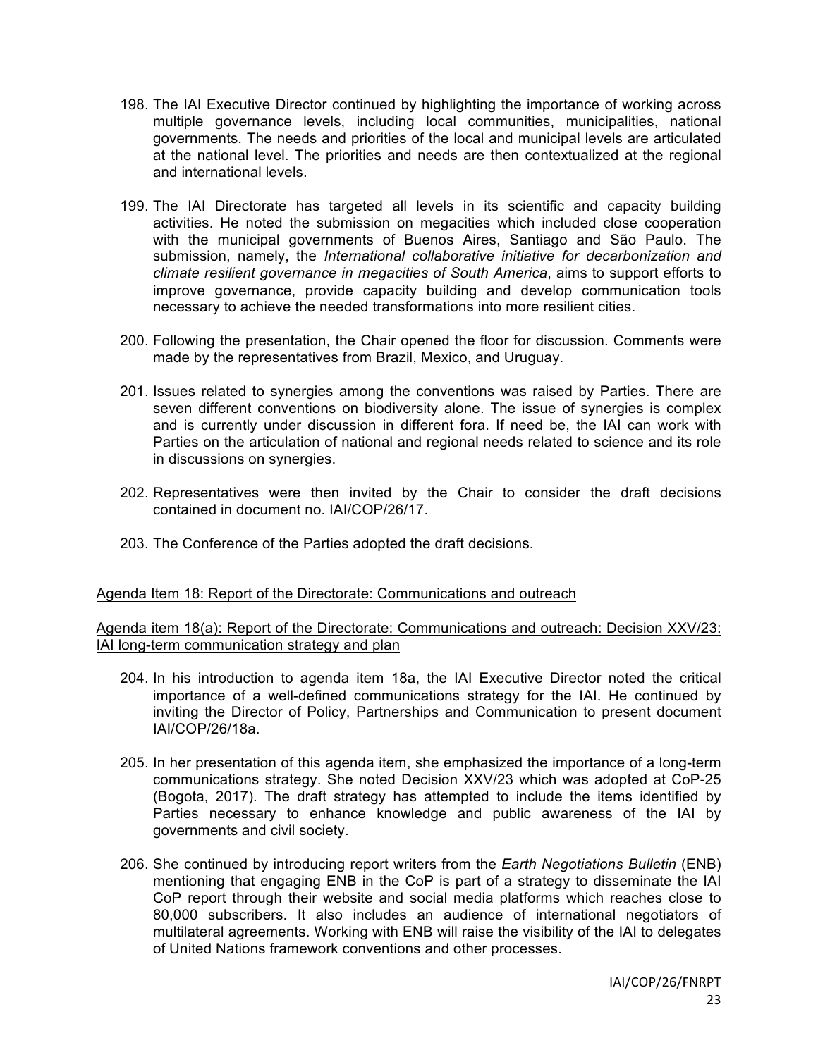198. The IAI Executive Director continued by highlighting the importance of working across multiple governance levels, including local communities, municipalities, national governments. The needs and priorities of the local and municipal levels are articulated at the national level. The priorities and needs are then contextualized at the regional and international levels.

199. The IAI Directorate has targeted all levels in its scientific and capacity building activities. He noted the submission on megacities which included close cooperation with the municipal governments of Buenos Aires, Santiago and São Paulo. The submission, namely, the *International collaborative initiative for decarbonization and climate resilient governance in megacities of South America*, aims to support efforts to improve governance, provide capacity building and develop communication tools necessary to achieve the needed transformations into more resilient cities.

200. Following the presentation, the Chair opened the floor for discussion. Comments were made by the representatives from Brazil, Mexico, and Uruguay.

201. Issues related to synergies among the conventions was raised by Parties. There are seven different conventions on biodiversity alone. The issue of synergies is complex and is currently under discussion in different fora. If need be, the IAI can work with Parties on the articulation of national and regional needs related to science and its role in discussions on synergies.

202. Representatives were then invited by the Chair to consider the draft decisions contained in document no. IAI/COP/26/17.

203. The Conference of the Parties adopted the draft decisions.

## Agenda Item 18: Report of the Directorate: Communications and outreach

### Agenda item 18(a): Report of the Directorate: Communications and outreach: Decision XXV/23: IAI long-term communication strategy and plan

204. In his introduction to agenda item 18a, the IAI Executive Director noted the critical importance of a well-defined communications strategy for the IAI. He continued by inviting the Director of Policy, Partnerships and Communication to present document IAI/COP/26/18a.

205. In her presentation of this agenda item, she emphasized the importance of a long-term communications strategy. She noted Decision XXV/23 which was adopted at CoP-25 (Bogota, 2017). The draft strategy has attempted to include the items identified by Parties necessary to enhance knowledge and public awareness of the IAI by governments and civil society.

206. She continued by introducing report writers from the *Earth Negotiations Bulletin* (ENB) mentioning that engaging ENB in the CoP is part of a strategy to disseminate the IAI CoP report through their website and social media platforms which reaches close to 80,000 subscribers. It also includes an audience of international negotiators of multilateral agreements. Working with ENB will raise the visibility of the IAI to delegates of United Nations framework conventions and other processes.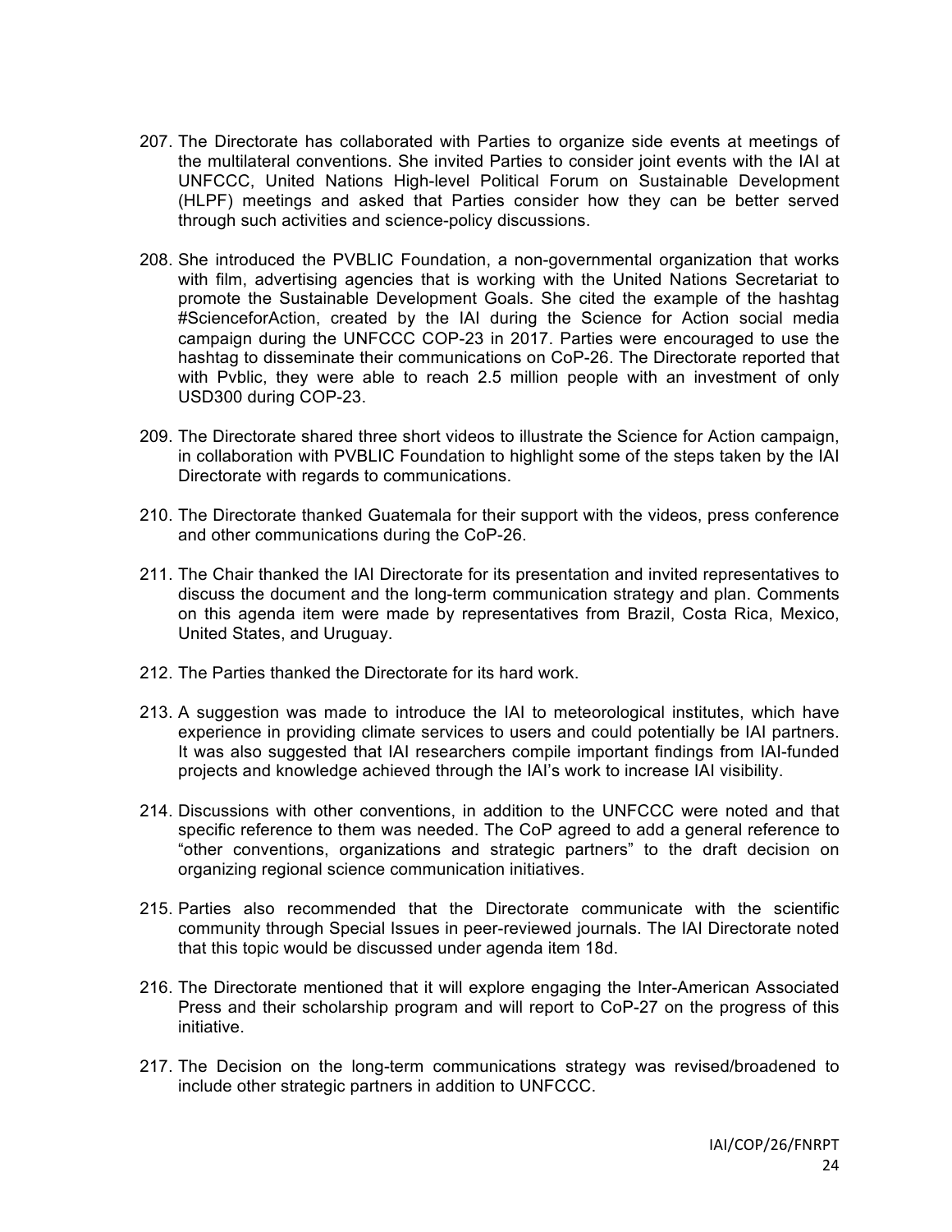207. The Directorate has collaborated with Parties to organize side events at meetings of the multilateral conventions. She invited Parties to consider joint events with the IAI at UNFCCC, United Nations High-level Political Forum on Sustainable Development (HLPF) meetings and asked that Parties consider how they can be better served through such activities and science-policy discussions.

208. She introduced the PVBLIC Foundation, a non-governmental organization that works with film, advertising agencies that is working with the United Nations Secretariat to promote the Sustainable Development Goals. She cited the example of the hashtag #ScienceforAction, created by the IAI during the Science for Action social media campaign during the UNFCCC COP-23 in 2017. Parties were encouraged to use the hashtag to disseminate their communications on CoP-26. The Directorate reported that with Pvblic, they were able to reach 2.5 million people with an investment of only USD300 during COP-23.

209. The Directorate shared three short videos to illustrate the Science for Action campaign, in collaboration with PVBLIC Foundation to highlight some of the steps taken by the IAI Directorate with regards to communications.

210. The Directorate thanked Guatemala for their support with the videos, press conference and other communications during the CoP-26.

211. The Chair thanked the IAI Directorate for its presentation and invited representatives to discuss the document and the long-term communication strategy and plan. Comments on this agenda item were made by representatives from Brazil, Costa Rica, Mexico, United States, and Uruguay.

212. The Parties thanked the Directorate for its hard work.

213. A suggestion was made to introduce the IAI to meteorological institutes, which have experience in providing climate services to users and could potentially be IAI partners. It was also suggested that IAI researchers compile important findings from IAI-funded projects and knowledge achieved through the IAI's work to increase IAI visibility.

214. Discussions with other conventions, in addition to the UNFCCC were noted and that specific reference to them was needed. The CoP agreed to add a general reference to "other conventions, organizations and strategic partners" to the draft decision on organizing regional science communication initiatives.

215. Parties also recommended that the Directorate communicate with the scientific community through Special Issues in peer-reviewed journals. The IAI Directorate noted that this topic would be discussed under agenda item 18d.

216. The Directorate mentioned that it will explore engaging the Inter-American Associated Press and their scholarship program and will report to CoP-27 on the progress of this initiative.

217. The Decision on the long-term communications strategy was revised/broadened to include other strategic partners in addition to UNFCCC.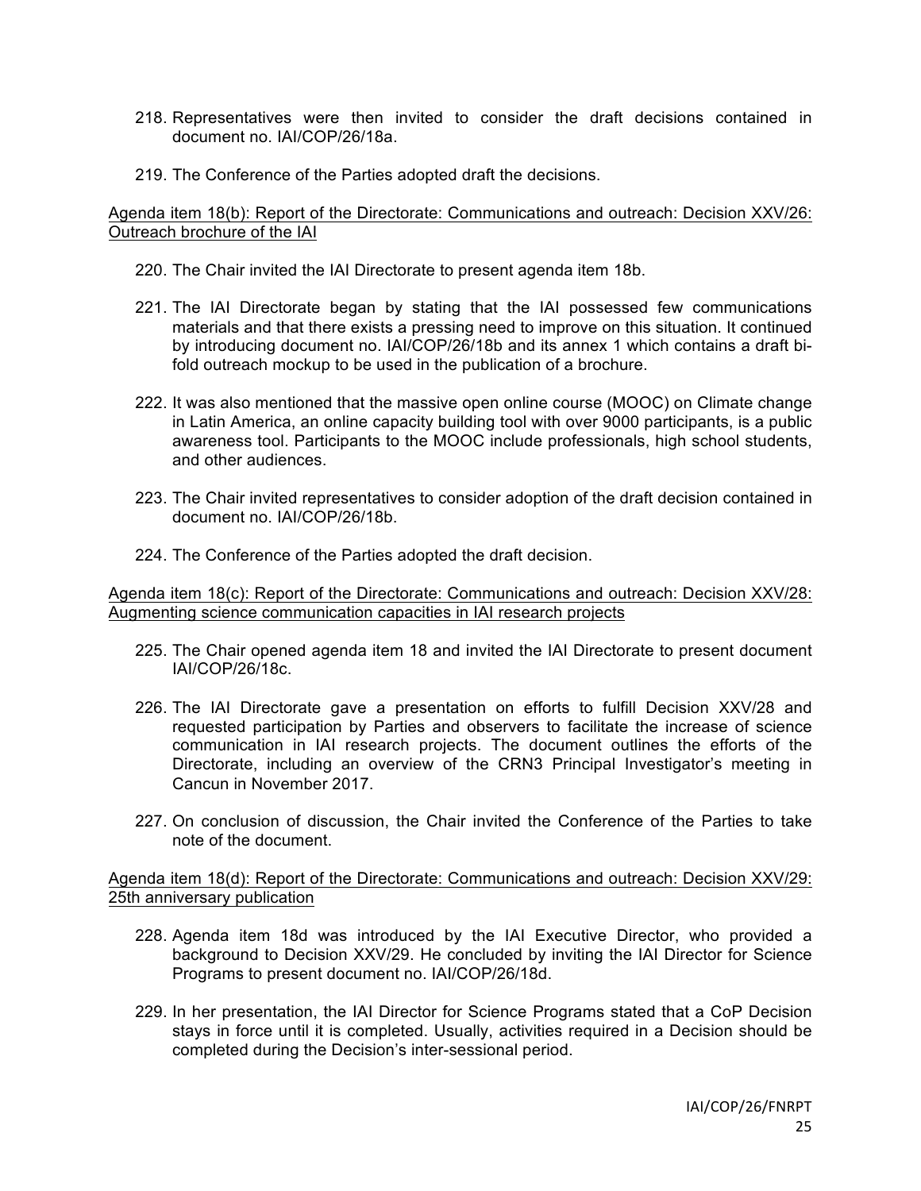218. Representatives were then invited to consider the draft decisions contained in document no. IAI/COP/26/18a.

219. The Conference of the Parties adopted draft the decisions.

<u>Agenda item 18(b): Report of the Directorate: Communications and outreach: Decision XXV/26: Outreach brochure of the IAI</u>

220. The Chair invited the IAI Directorate to present agenda item 18b.

221. The IAI Directorate began by stating that the IAI possessed few communications materials and that there exists a pressing need to improve on this situation. It continued by introducing document no. IAI/COP/26/18b and its annex 1 which contains a draft bi-fold outreach mockup to be used in the publication of a brochure.

222. It was also mentioned that the massive open online course (MOOC) on Climate change in Latin America, an online capacity building tool with over 9000 participants, is a public awareness tool. Participants to the MOOC include professionals, high school students, and other audiences.

223. The Chair invited representatives to consider adoption of the draft decision contained in document no. IAI/COP/26/18b.

224. The Conference of the Parties adopted the draft decision.

<u>Agenda item 18(c): Report of the Directorate: Communications and outreach: Decision XXV/28: Augmenting science communication capacities in IAI research projects</u>

225. The Chair opened agenda item 18 and invited the IAI Directorate to present document IAI/COP/26/18c.

226. The IAI Directorate gave a presentation on efforts to fulfill Decision XXV/28 and requested participation by Parties and observers to facilitate the increase of science communication in IAI research projects. The document outlines the efforts of the Directorate, including an overview of the CRN3 Principal Investigator's meeting in Cancun in November 2017.

227. On conclusion of discussion, the Chair invited the Conference of the Parties to take note of the document.

<u>Agenda item 18(d): Report of the Directorate: Communications and outreach: Decision XXV/29: 25th anniversary publication</u>

228. Agenda item 18d was introduced by the IAI Executive Director, who provided a background to Decision XXV/29. He concluded by inviting the IAI Director for Science Programs to present document no. IAI/COP/26/18d.

229. In her presentation, the IAI Director for Science Programs stated that a CoP Decision stays in force until it is completed. Usually, activities required in a Decision should be completed during the Decision's inter-sessional period.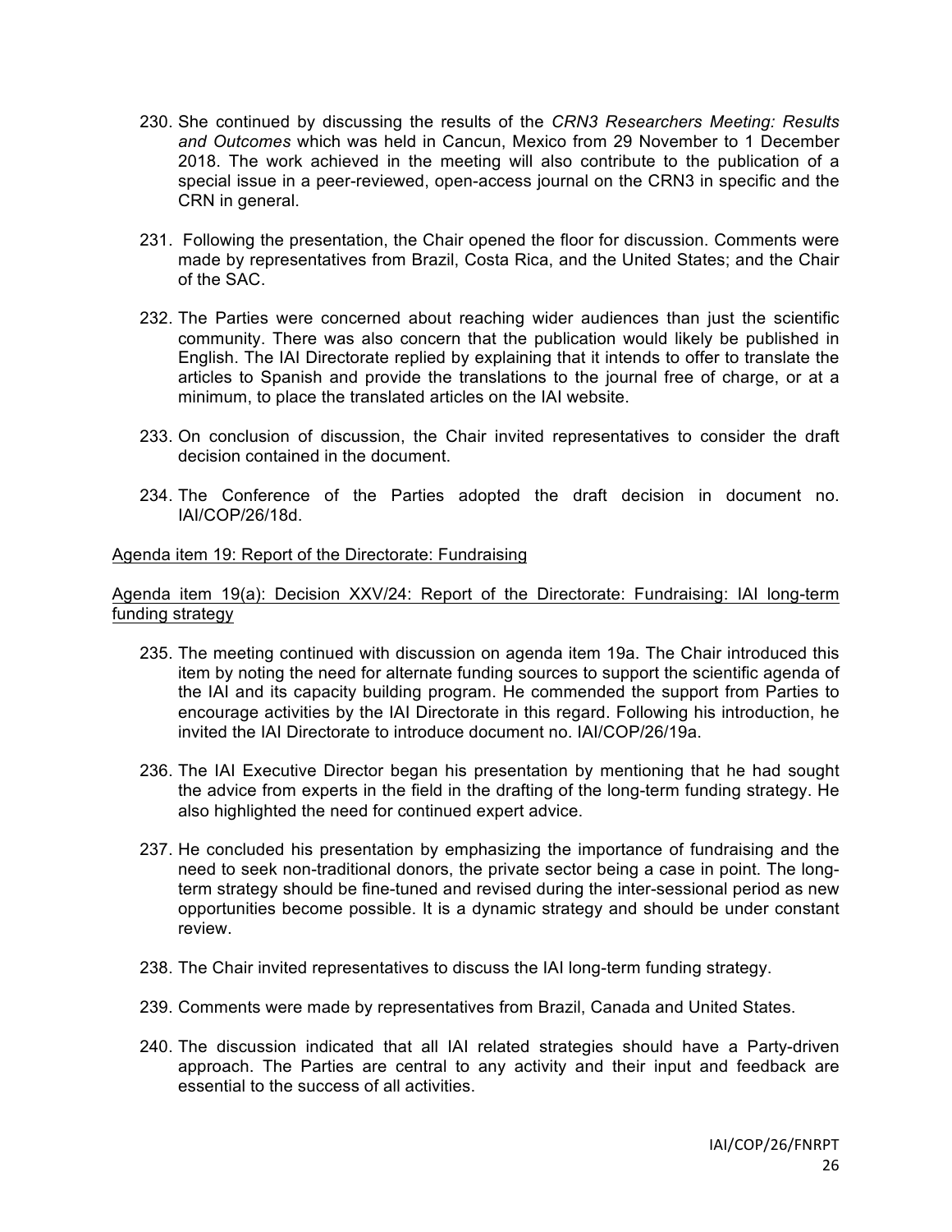230. She continued by discussing the results of the *CRN3 Researchers Meeting: Results and Outcomes* which was held in Cancun, Mexico from 29 November to 1 December 2018. The work achieved in the meeting will also contribute to the publication of a special issue in a peer-reviewed, open-access journal on the CRN3 in specific and the CRN in general.

231. Following the presentation, the Chair opened the floor for discussion. Comments were made by representatives from Brazil, Costa Rica, and the United States; and the Chair of the SAC.

232. The Parties were concerned about reaching wider audiences than just the scientific community. There was also concern that the publication would likely be published in English. The IAI Directorate replied by explaining that it intends to offer to translate the articles to Spanish and provide the translations to the journal free of charge, or at a minimum, to place the translated articles on the IAI website.

233. On conclusion of discussion, the Chair invited representatives to consider the draft decision contained in the document.

234. The Conference of the Parties adopted the draft decision in document no. IAI/COP/26/18d.

Agenda item 19: Report of the Directorate: Fundraising

Agenda item 19(a): Decision XXV/24: Report of the Directorate: Fundraising: IAI long-term funding strategy

235. The meeting continued with discussion on agenda item 19a. The Chair introduced this item by noting the need for alternate funding sources to support the scientific agenda of the IAI and its capacity building program. He commended the support from Parties to encourage activities by the IAI Directorate in this regard. Following his introduction, he invited the IAI Directorate to introduce document no. IAI/COP/26/19a.

236. The IAI Executive Director began his presentation by mentioning that he had sought the advice from experts in the field in the drafting of the long-term funding strategy. He also highlighted the need for continued expert advice.

237. He concluded his presentation by emphasizing the importance of fundraising and the need to seek non-traditional donors, the private sector being a case in point. The long-term strategy should be fine-tuned and revised during the inter-sessional period as new opportunities become possible. It is a dynamic strategy and should be under constant review.

238. The Chair invited representatives to discuss the IAI long-term funding strategy.

239. Comments were made by representatives from Brazil, Canada and United States.

240. The discussion indicated that all IAI related strategies should have a Party-driven approach. The Parties are central to any activity and their input and feedback are essential to the success of all activities.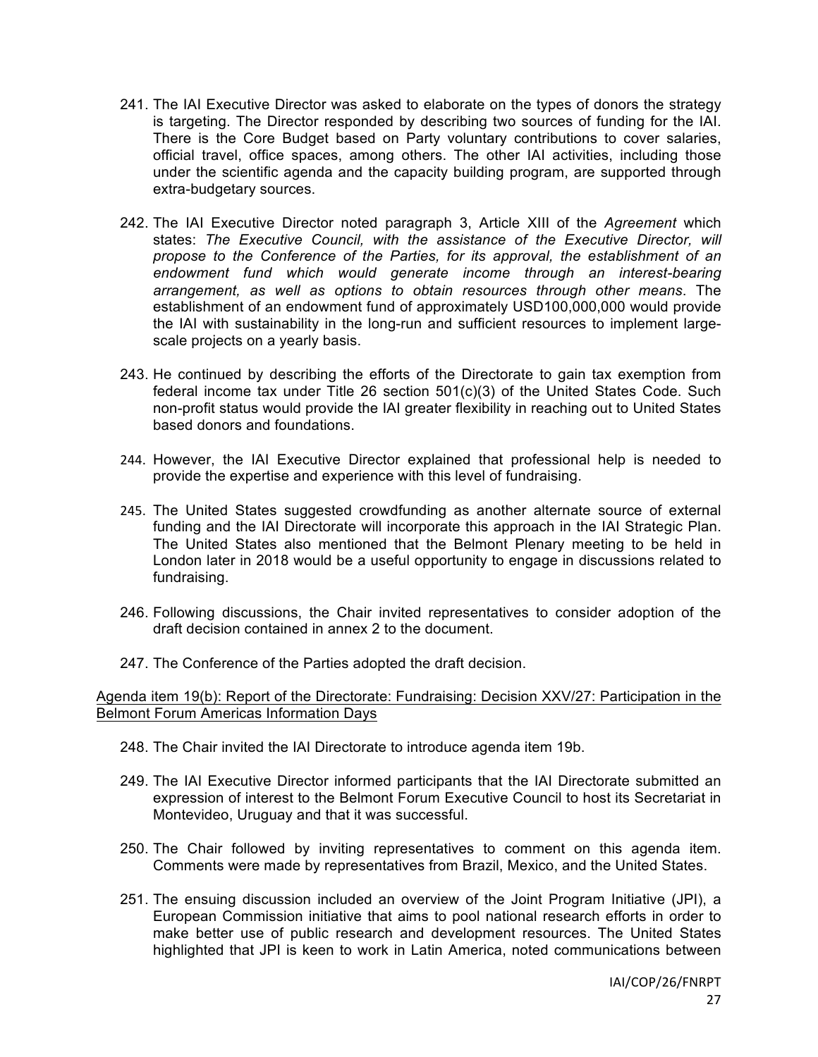241. The IAI Executive Director was asked to elaborate on the types of donors the strategy is targeting. The Director responded by describing two sources of funding for the IAI. There is the Core Budget based on Party voluntary contributions to cover salaries, official travel, office spaces, among others. The other IAI activities, including those under the scientific agenda and the capacity building program, are supported through extra-budgetary sources.

242. The IAI Executive Director noted paragraph 3, Article XIII of the *Agreement* which states: *The Executive Council, with the assistance of the Executive Director, will propose to the Conference of the Parties, for its approval, the establishment of an endowment fund which would generate income through an interest-bearing arrangement, as well as options to obtain resources through other means*. The establishment of an endowment fund of approximately USD100,000,000 would provide the IAI with sustainability in the long-run and sufficient resources to implement large-scale projects on a yearly basis.

243. He continued by describing the efforts of the Directorate to gain tax exemption from federal income tax under Title 26 section 501(c)(3) of the United States Code. Such non-profit status would provide the IAI greater flexibility in reaching out to United States based donors and foundations.

244. However, the IAI Executive Director explained that professional help is needed to provide the expertise and experience with this level of fundraising.

245. The United States suggested crowdfunding as another alternate source of external funding and the IAI Directorate will incorporate this approach in the IAI Strategic Plan. The United States also mentioned that the Belmont Plenary meeting to be held in London later in 2018 would be a useful opportunity to engage in discussions related to fundraising.

246. Following discussions, the Chair invited representatives to consider adoption of the draft decision contained in annex 2 to the document.

247. The Conference of the Parties adopted the draft decision.

Agenda item 19(b): Report of the Directorate: Fundraising: Decision XXV/27: Participation in the Belmont Forum Americas Information Days

248. The Chair invited the IAI Directorate to introduce agenda item 19b.

249. The IAI Executive Director informed participants that the IAI Directorate submitted an expression of interest to the Belmont Forum Executive Council to host its Secretariat in Montevideo, Uruguay and that it was successful.

250. The Chair followed by inviting representatives to comment on this agenda item. Comments were made by representatives from Brazil, Mexico, and the United States.

251. The ensuing discussion included an overview of the Joint Program Initiative (JPI), a European Commission initiative that aims to pool national research efforts in order to make better use of public research and development resources. The United States highlighted that JPI is keen to work in Latin America, noted communications between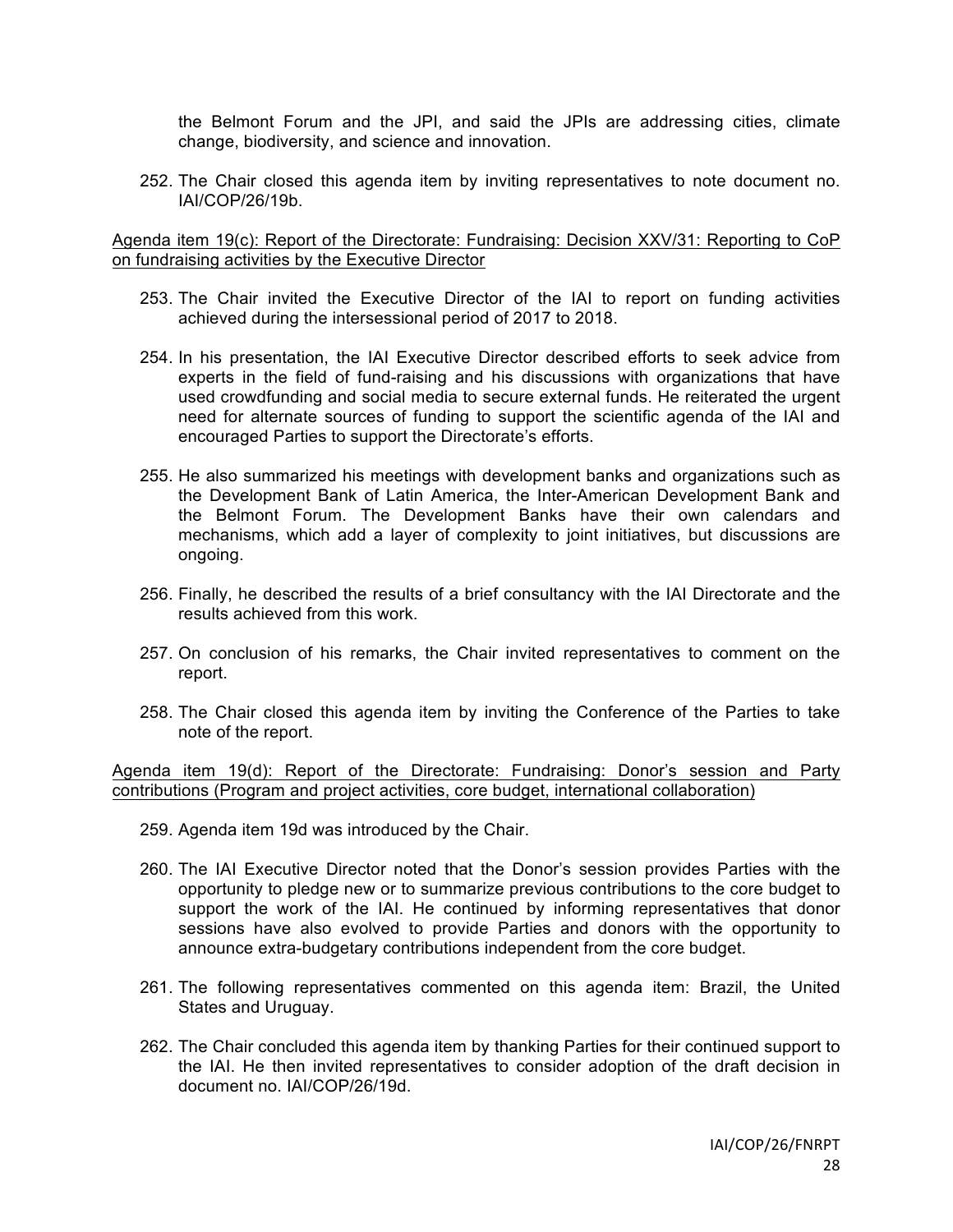the Belmont Forum and the JPI, and said the JPIs are addressing cities, climate change, biodiversity, and science and innovation.

252. The Chair closed this agenda item by inviting representatives to note document no. IAI/COP/26/19b.

<u>Agenda item 19(c): Report of the Directorate: Fundraising: Decision XXV/31: Reporting to CoP on fundraising activities by the Executive Director</u>

253. The Chair invited the Executive Director of the IAI to report on funding activities achieved during the intersessional period of 2017 to 2018.

254. In his presentation, the IAI Executive Director described efforts to seek advice from experts in the field of fund-raising and his discussions with organizations that have used crowdfunding and social media to secure external funds. He reiterated the urgent need for alternate sources of funding to support the scientific agenda of the IAI and encouraged Parties to support the Directorate's efforts.

255. He also summarized his meetings with development banks and organizations such as the Development Bank of Latin America, the Inter-American Development Bank and the Belmont Forum. The Development Banks have their own calendars and mechanisms, which add a layer of complexity to joint initiatives, but discussions are ongoing.

256. Finally, he described the results of a brief consultancy with the IAI Directorate and the results achieved from this work.

257. On conclusion of his remarks, the Chair invited representatives to comment on the report.

258. The Chair closed this agenda item by inviting the Conference of the Parties to take note of the report.

<u>Agenda item 19(d): Report of the Directorate: Fundraising: Donor's session and Party contributions (Program and project activities, core budget, international collaboration)</u>

259. Agenda item 19d was introduced by the Chair.

260. The IAI Executive Director noted that the Donor's session provides Parties with the opportunity to pledge new or to summarize previous contributions to the core budget to support the work of the IAI. He continued by informing representatives that donor sessions have also evolved to provide Parties and donors with the opportunity to announce extra-budgetary contributions independent from the core budget.

261. The following representatives commented on this agenda item: Brazil, the United States and Uruguay.

262. The Chair concluded this agenda item by thanking Parties for their continued support to the IAI. He then invited representatives to consider adoption of the draft decision in document no. IAI/COP/26/19d.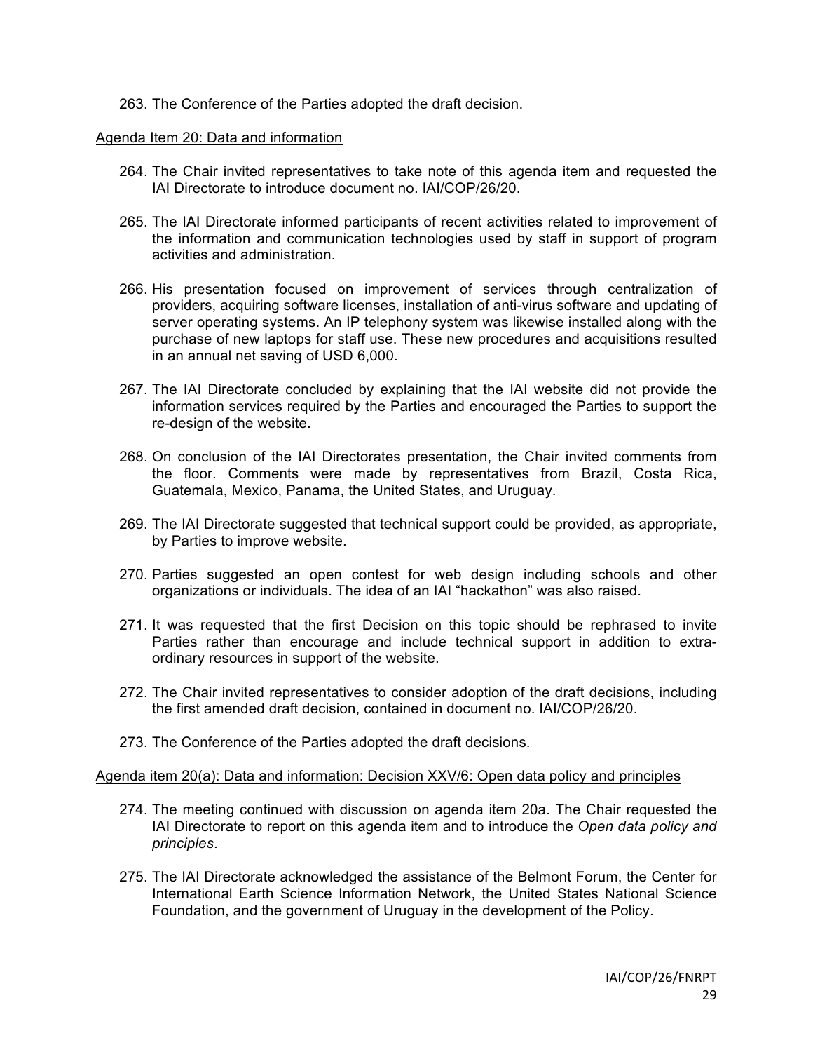263. The Conference of the Parties adopted the draft decision.

Agenda Item 20: Data and information

264. The Chair invited representatives to take note of this agenda item and requested the IAI Directorate to introduce document no. IAI/COP/26/20.

265. The IAI Directorate informed participants of recent activities related to improvement of the information and communication technologies used by staff in support of program activities and administration.

266. His presentation focused on improvement of services through centralization of providers, acquiring software licenses, installation of anti-virus software and updating of server operating systems. An IP telephony system was likewise installed along with the purchase of new laptops for staff use. These new procedures and acquisitions resulted in an annual net saving of USD 6,000.

267. The IAI Directorate concluded by explaining that the IAI website did not provide the information services required by the Parties and encouraged the Parties to support the re-design of the website.

268. On conclusion of the IAI Directorates presentation, the Chair invited comments from the floor. Comments were made by representatives from Brazil, Costa Rica, Guatemala, Mexico, Panama, the United States, and Uruguay.

269. The IAI Directorate suggested that technical support could be provided, as appropriate, by Parties to improve website.

270. Parties suggested an open contest for web design including schools and other organizations or individuals. The idea of an IAI "hackathon" was also raised.

271. It was requested that the first Decision on this topic should be rephrased to invite Parties rather than encourage and include technical support in addition to extra-ordinary resources in support of the website.

272. The Chair invited representatives to consider adoption of the draft decisions, including the first amended draft decision, contained in document no. IAI/COP/26/20.

273. The Conference of the Parties adopted the draft decisions.

Agenda item 20(a): Data and information: Decision XXV/6: Open data policy and principles

274. The meeting continued with discussion on agenda item 20a. The Chair requested the IAI Directorate to report on this agenda item and to introduce the *Open data policy and principles*.

275. The IAI Directorate acknowledged the assistance of the Belmont Forum, the Center for International Earth Science Information Network, the United States National Science Foundation, and the government of Uruguay in the development of the Policy.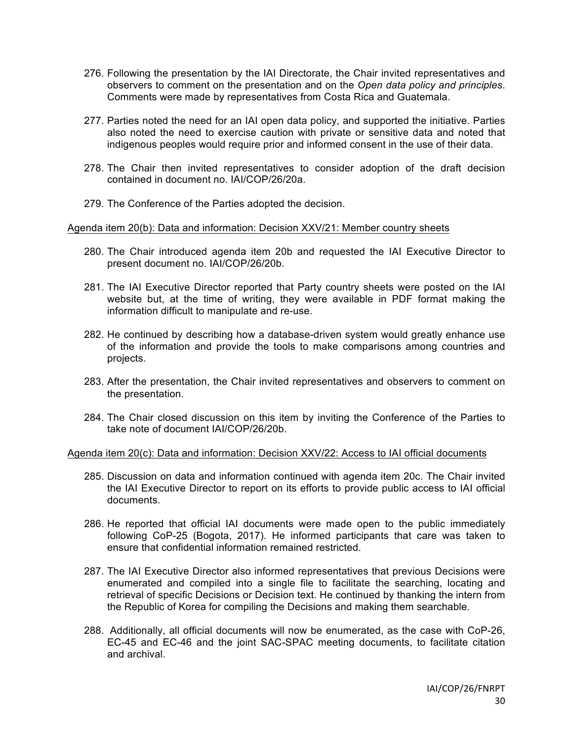276. Following the presentation by the IAI Directorate, the Chair invited representatives and observers to comment on the presentation and on the *Open data policy and principles*. Comments were made by representatives from Costa Rica and Guatemala.

277. Parties noted the need for an IAI open data policy, and supported the initiative. Parties also noted the need to exercise caution with private or sensitive data and noted that indigenous peoples would require prior and informed consent in the use of their data.

278. The Chair then invited representatives to consider adoption of the draft decision contained in document no. IAI/COP/26/20a.

279. The Conference of the Parties adopted the decision.

<u>Agenda item 20(b): Data and information: Decision XXV/21: Member country sheets</u>

280. The Chair introduced agenda item 20b and requested the IAI Executive Director to present document no. IAI/COP/26/20b.

281. The IAI Executive Director reported that Party country sheets were posted on the IAI website but, at the time of writing, they were available in PDF format making the information difficult to manipulate and re-use.

282. He continued by describing how a database-driven system would greatly enhance use of the information and provide the tools to make comparisons among countries and projects.

283. After the presentation, the Chair invited representatives and observers to comment on the presentation.

284. The Chair closed discussion on this item by inviting the Conference of the Parties to take note of document IAI/COP/26/20b.

<u>Agenda item 20(c): Data and information: Decision XXV/22: Access to IAI official documents</u>

285. Discussion on data and information continued with agenda item 20c. The Chair invited the IAI Executive Director to report on its efforts to provide public access to IAI official documents.

286. He reported that official IAI documents were made open to the public immediately following CoP-25 (Bogota, 2017). He informed participants that care was taken to ensure that confidential information remained restricted.

287. The IAI Executive Director also informed representatives that previous Decisions were enumerated and compiled into a single file to facilitate the searching, locating and retrieval of specific Decisions or Decision text. He continued by thanking the intern from the Republic of Korea for compiling the Decisions and making them searchable.

288. Additionally, all official documents will now be enumerated, as the case with CoP-26, EC-45 and EC-46 and the joint SAC-SPAC meeting documents, to facilitate citation and archival.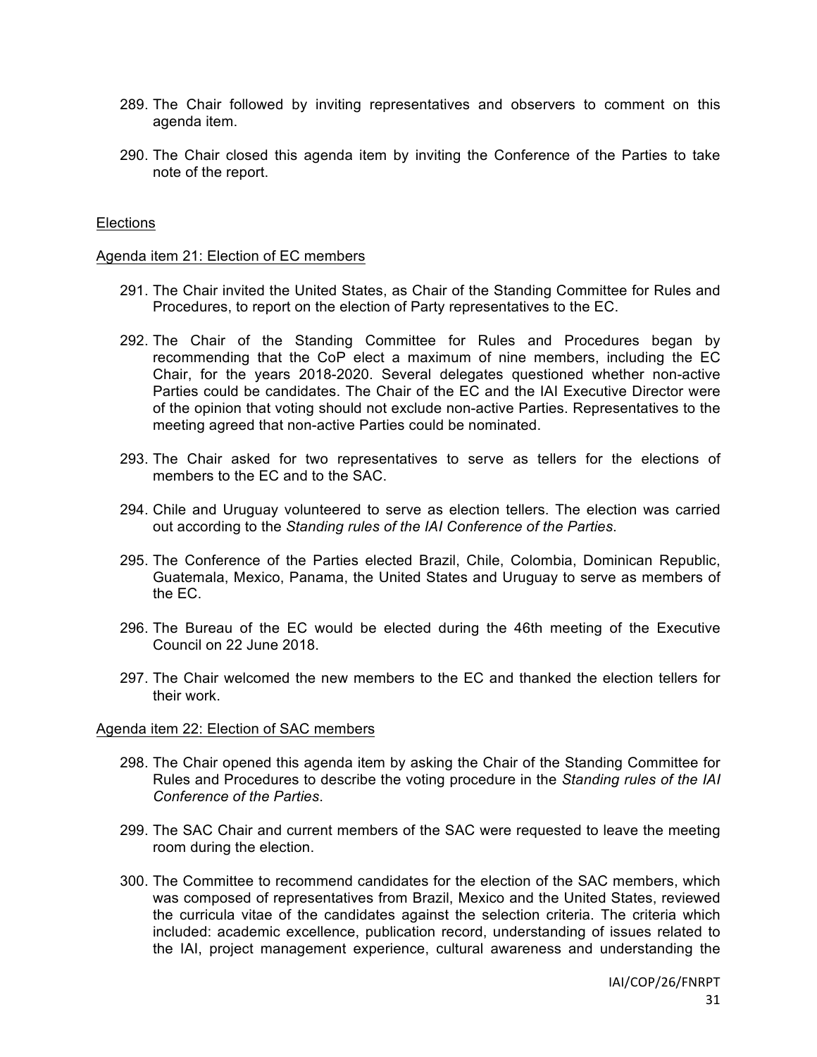289. The Chair followed by inviting representatives and observers to comment on this agenda item.

290. The Chair closed this agenda item by inviting the Conference of the Parties to take note of the report.

## Elections

### Agenda item 21: Election of EC members

291. The Chair invited the United States, as Chair of the Standing Committee for Rules and Procedures, to report on the election of Party representatives to the EC.

292. The Chair of the Standing Committee for Rules and Procedures began by recommending that the CoP elect a maximum of nine members, including the EC Chair, for the years 2018-2020. Several delegates questioned whether non-active Parties could be candidates. The Chair of the EC and the IAI Executive Director were of the opinion that voting should not exclude non-active Parties. Representatives to the meeting agreed that non-active Parties could be nominated.

293. The Chair asked for two representatives to serve as tellers for the elections of members to the EC and to the SAC.

294. Chile and Uruguay volunteered to serve as election tellers. The election was carried out according to the *Standing rules of the IAI Conference of the Parties*.

295. The Conference of the Parties elected Brazil, Chile, Colombia, Dominican Republic, Guatemala, Mexico, Panama, the United States and Uruguay to serve as members of the EC.

296. The Bureau of the EC would be elected during the 46th meeting of the Executive Council on 22 June 2018.

297. The Chair welcomed the new members to the EC and thanked the election tellers for their work.

### Agenda item 22: Election of SAC members

298. The Chair opened this agenda item by asking the Chair of the Standing Committee for Rules and Procedures to describe the voting procedure in the *Standing rules of the IAI Conference of the Parties*.

299. The SAC Chair and current members of the SAC were requested to leave the meeting room during the election.

300. The Committee to recommend candidates for the election of the SAC members, which was composed of representatives from Brazil, Mexico and the United States, reviewed the curricula vitae of the candidates against the selection criteria. The criteria which included: academic excellence, publication record, understanding of issues related to the IAI, project management experience, cultural awareness and understanding the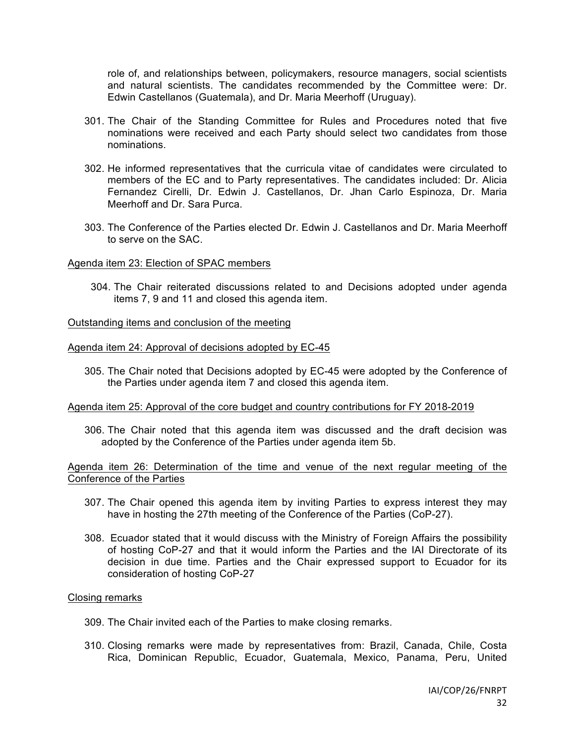role of, and relationships between, policymakers, resource managers, social scientists and natural scientists. The candidates recommended by the Committee were: Dr. Edwin Castellanos (Guatemala), and Dr. Maria Meerhoff (Uruguay).

301. The Chair of the Standing Committee for Rules and Procedures noted that five nominations were received and each Party should select two candidates from those nominations.

302. He informed representatives that the curricula vitae of candidates were circulated to members of the EC and to Party representatives. The candidates included: Dr. Alicia Fernandez Cirelli, Dr. Edwin J. Castellanos, Dr. Jhan Carlo Espinoza, Dr. Maria Meerhoff and Dr. Sara Purca.

303. The Conference of the Parties elected Dr. Edwin J. Castellanos and Dr. Maria Meerhoff to serve on the SAC.

Agenda item 23: Election of SPAC members

304. The Chair reiterated discussions related to and Decisions adopted under agenda items 7, 9 and 11 and closed this agenda item.

Outstanding items and conclusion of the meeting

Agenda item 24: Approval of decisions adopted by EC-45

305. The Chair noted that Decisions adopted by EC-45 were adopted by the Conference of the Parties under agenda item 7 and closed this agenda item.

Agenda item 25: Approval of the core budget and country contributions for FY 2018-2019

306. The Chair noted that this agenda item was discussed and the draft decision was adopted by the Conference of the Parties under agenda item 5b.

Agenda item 26: Determination of the time and venue of the next regular meeting of the Conference of the Parties

307. The Chair opened this agenda item by inviting Parties to express interest they may have in hosting the 27th meeting of the Conference of the Parties (CoP-27).

308. Ecuador stated that it would discuss with the Ministry of Foreign Affairs the possibility of hosting CoP-27 and that it would inform the Parties and the IAI Directorate of its decision in due time. Parties and the Chair expressed support to Ecuador for its consideration of hosting CoP-27

Closing remarks

309. The Chair invited each of the Parties to make closing remarks.

310. Closing remarks were made by representatives from: Brazil, Canada, Chile, Costa Rica, Dominican Republic, Ecuador, Guatemala, Mexico, Panama, Peru, United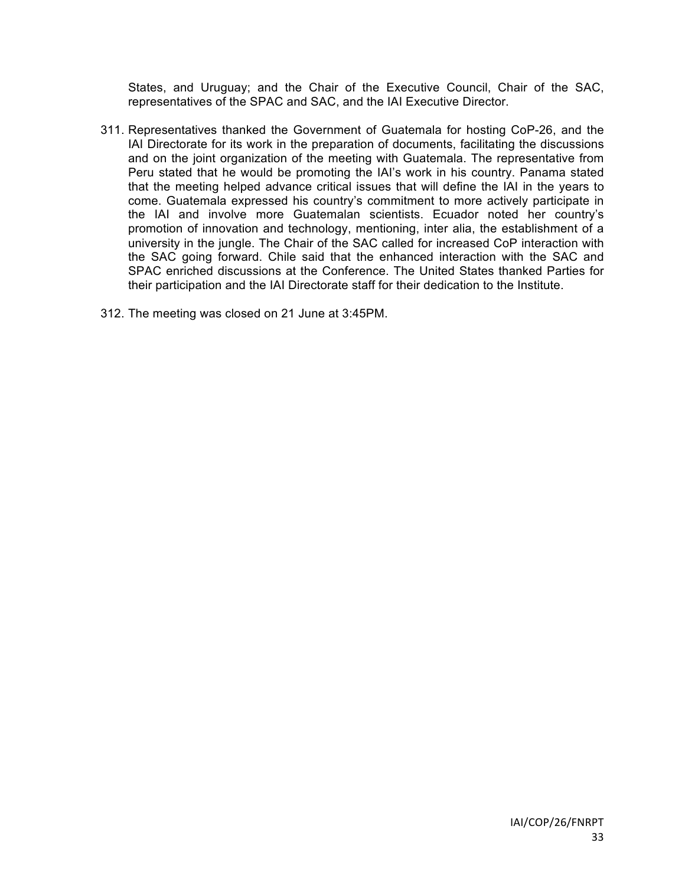States, and Uruguay; and the Chair of the Executive Council, Chair of the SAC, representatives of the SPAC and SAC, and the IAI Executive Director.

311. Representatives thanked the Government of Guatemala for hosting CoP-26, and the IAI Directorate for its work in the preparation of documents, facilitating the discussions and on the joint organization of the meeting with Guatemala. The representative from Peru stated that he would be promoting the IAI's work in his country. Panama stated that the meeting helped advance critical issues that will define the IAI in the years to come. Guatemala expressed his country's commitment to more actively participate in the IAI and involve more Guatemalan scientists. Ecuador noted her country's promotion of innovation and technology, mentioning, inter alia, the establishment of a university in the jungle. The Chair of the SAC called for increased CoP interaction with the SAC going forward. Chile said that the enhanced interaction with the SAC and SPAC enriched discussions at the Conference. The United States thanked Parties for their participation and the IAI Directorate staff for their dedication to the Institute.

312. The meeting was closed on 21 June at 3:45PM.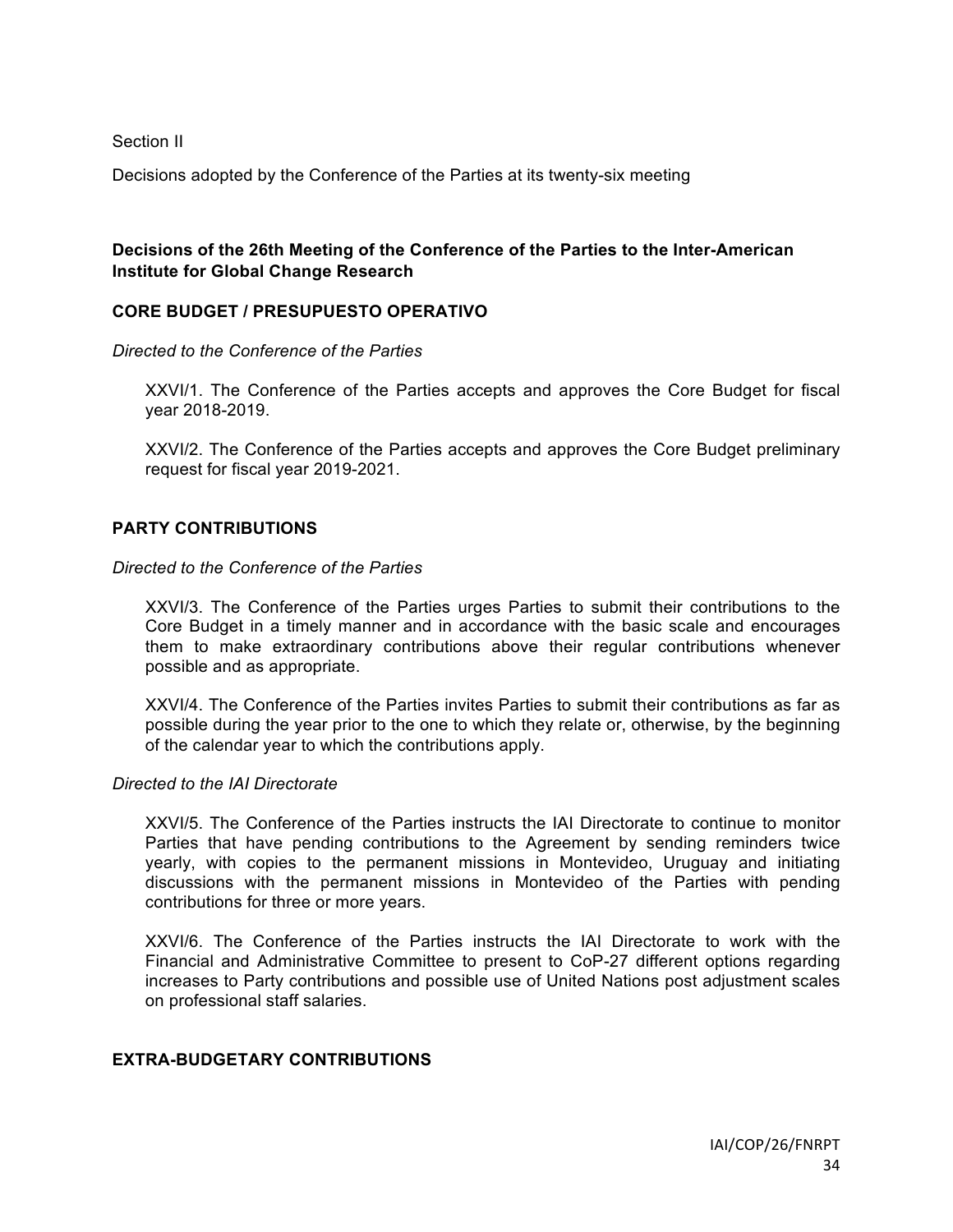Section II

Decisions adopted by the Conference of the Parties at its twenty-six meeting

## Decisions of the 26th Meeting of the Conference of the Parties to the Inter-American Institute for Global Change Research

### CORE BUDGET / PRESUPUESTO OPERATIVO

*Directed to the Conference of the Parties*

XXVI/1. The Conference of the Parties accepts and approves the Core Budget for fiscal year 2018-2019.

XXVI/2. The Conference of the Parties accepts and approves the Core Budget preliminary request for fiscal year 2019-2021.

### PARTY CONTRIBUTIONS

*Directed to the Conference of the Parties*

XXVI/3. The Conference of the Parties urges Parties to submit their contributions to the Core Budget in a timely manner and in accordance with the basic scale and encourages them to make extraordinary contributions above their regular contributions whenever possible and as appropriate.

XXVI/4. The Conference of the Parties invites Parties to submit their contributions as far as possible during the year prior to the one to which they relate or, otherwise, by the beginning of the calendar year to which the contributions apply.

*Directed to the IAI Directorate*

XXVI/5. The Conference of the Parties instructs the IAI Directorate to continue to monitor Parties that have pending contributions to the Agreement by sending reminders twice yearly, with copies to the permanent missions in Montevideo, Uruguay and initiating discussions with the permanent missions in Montevideo of the Parties with pending contributions for three or more years.

XXVI/6. The Conference of the Parties instructs the IAI Directorate to work with the Financial and Administrative Committee to present to CoP-27 different options regarding increases to Party contributions and possible use of United Nations post adjustment scales on professional staff salaries.

### EXTRA-BUDGETARY CONTRIBUTIONS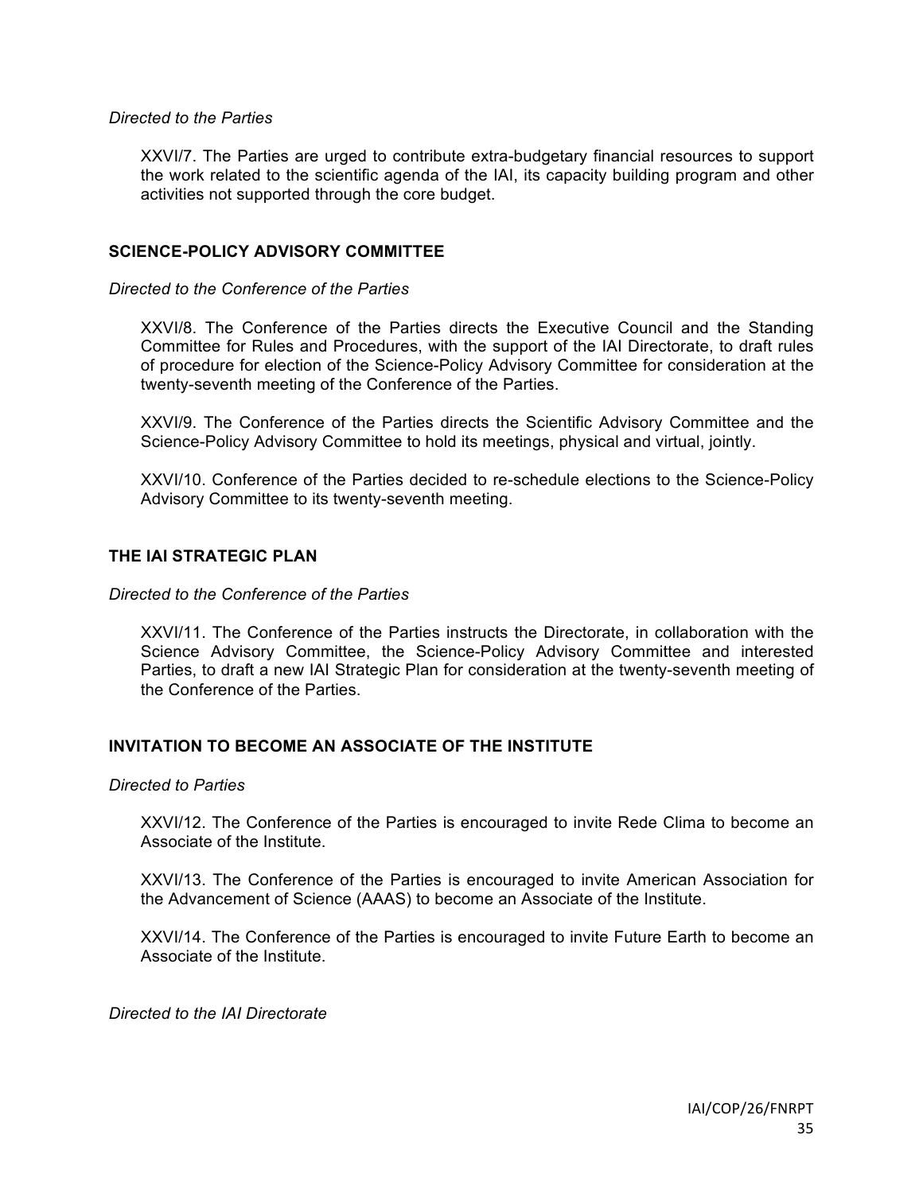*Directed to the Parties*

XXVI/7. The Parties are urged to contribute extra-budgetary financial resources to support the work related to the scientific agenda of the IAI, its capacity building program and other activities not supported through the core budget.

**SCIENCE-POLICY ADVISORY COMMITTEE**

*Directed to the Conference of the Parties*

XXVI/8. The Conference of the Parties directs the Executive Council and the Standing Committee for Rules and Procedures, with the support of the IAI Directorate, to draft rules of procedure for election of the Science-Policy Advisory Committee for consideration at the twenty-seventh meeting of the Conference of the Parties.

XXVI/9. The Conference of the Parties directs the Scientific Advisory Committee and the Science-Policy Advisory Committee to hold its meetings, physical and virtual, jointly.

XXVI/10. Conference of the Parties decided to re-schedule elections to the Science-Policy Advisory Committee to its twenty-seventh meeting.

**THE IAI STRATEGIC PLAN**

*Directed to the Conference of the Parties*

XXVI/11. The Conference of the Parties instructs the Directorate, in collaboration with the Science Advisory Committee, the Science-Policy Advisory Committee and interested Parties, to draft a new IAI Strategic Plan for consideration at the twenty-seventh meeting of the Conference of the Parties.

**INVITATION TO BECOME AN ASSOCIATE OF THE INSTITUTE**

*Directed to Parties*

XXVI/12. The Conference of the Parties is encouraged to invite Rede Clima to become an Associate of the Institute.

XXVI/13. The Conference of the Parties is encouraged to invite American Association for the Advancement of Science (AAAS) to become an Associate of the Institute.

XXVI/14. The Conference of the Parties is encouraged to invite Future Earth to become an Associate of the Institute.

*Directed to the IAI Directorate*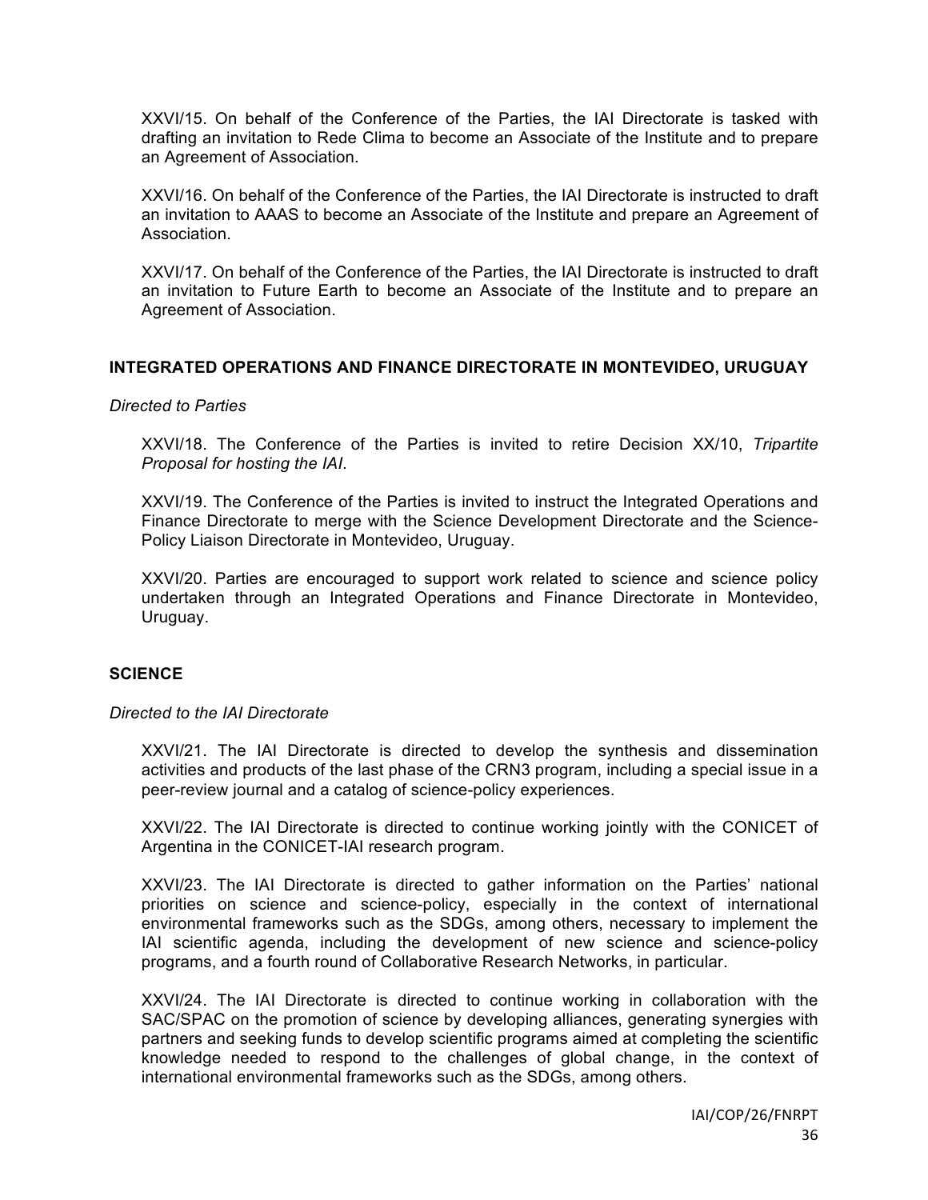XXVI/15. On behalf of the Conference of the Parties, the IAI Directorate is tasked with drafting an invitation to Rede Clima to become an Associate of the Institute and to prepare an Agreement of Association.

XXVI/16. On behalf of the Conference of the Parties, the IAI Directorate is instructed to draft an invitation to AAAS to become an Associate of the Institute and prepare an Agreement of Association.

XXVI/17. On behalf of the Conference of the Parties, the IAI Directorate is instructed to draft an invitation to Future Earth to become an Associate of the Institute and to prepare an Agreement of Association.

## INTEGRATED OPERATIONS AND FINANCE DIRECTORATE IN MONTEVIDEO, URUGUAY

*Directed to Parties*

XXVI/18. The Conference of the Parties is invited to retire Decision XX/10, *Tripartite Proposal for hosting the IAI*.

XXVI/19. The Conference of the Parties is invited to instruct the Integrated Operations and Finance Directorate to merge with the Science Development Directorate and the Science-Policy Liaison Directorate in Montevideo, Uruguay.

XXVI/20. Parties are encouraged to support work related to science and science policy undertaken through an Integrated Operations and Finance Directorate in Montevideo, Uruguay.

## SCIENCE

*Directed to the IAI Directorate*

XXVI/21. The IAI Directorate is directed to develop the synthesis and dissemination activities and products of the last phase of the CRN3 program, including a special issue in a peer-review journal and a catalog of science-policy experiences.

XXVI/22. The IAI Directorate is directed to continue working jointly with the CONICET of Argentina in the CONICET-IAI research program.

XXVI/23. The IAI Directorate is directed to gather information on the Parties' national priorities on science and science-policy, especially in the context of international environmental frameworks such as the SDGs, among others, necessary to implement the IAI scientific agenda, including the development of new science and science-policy programs, and a fourth round of Collaborative Research Networks, in particular.

XXVI/24. The IAI Directorate is directed to continue working in collaboration with the SAC/SPAC on the promotion of science by developing alliances, generating synergies with partners and seeking funds to develop scientific programs aimed at completing the scientific knowledge needed to respond to the challenges of global change, in the context of international environmental frameworks such as the SDGs, among others.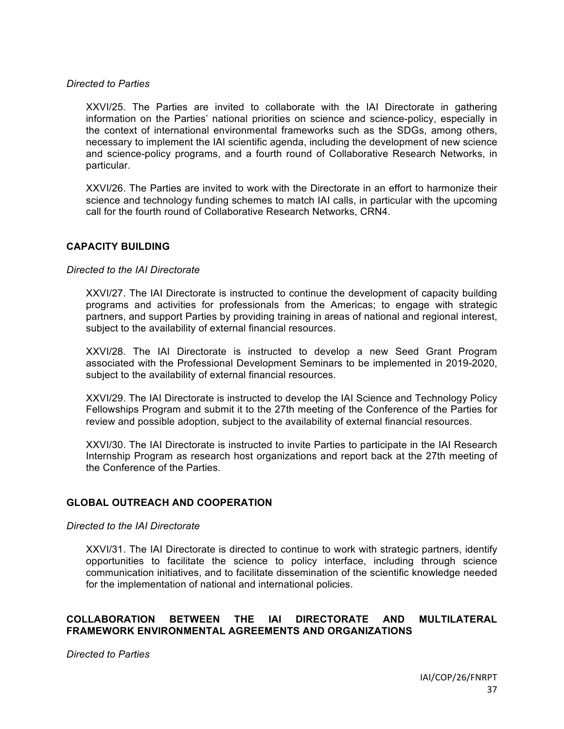*Directed to Parties*

XXVI/25. The Parties are invited to collaborate with the IAI Directorate in gathering information on the Parties' national priorities on science and science-policy, especially in the context of international environmental frameworks such as the SDGs, among others, necessary to implement the IAI scientific agenda, including the development of new science and science-policy programs, and a fourth round of Collaborative Research Networks, in particular.

XXVI/26. The Parties are invited to work with the Directorate in an effort to harmonize their science and technology funding schemes to match IAI calls, in particular with the upcoming call for the fourth round of Collaborative Research Networks, CRN4.

## CAPACITY BUILDING

*Directed to the IAI Directorate*

XXVI/27. The IAI Directorate is instructed to continue the development of capacity building programs and activities for professionals from the Americas; to engage with strategic partners, and support Parties by providing training in areas of national and regional interest, subject to the availability of external financial resources.

XXVI/28. The IAI Directorate is instructed to develop a new Seed Grant Program associated with the Professional Development Seminars to be implemented in 2019-2020, subject to the availability of external financial resources.

XXVI/29. The IAI Directorate is instructed to develop the IAI Science and Technology Policy Fellowships Program and submit it to the 27th meeting of the Conference of the Parties for review and possible adoption, subject to the availability of external financial resources.

XXVI/30. The IAI Directorate is instructed to invite Parties to participate in the IAI Research Internship Program as research host organizations and report back at the 27th meeting of the Conference of the Parties.

## GLOBAL OUTREACH AND COOPERATION

*Directed to the IAI Directorate*

XXVI/31. The IAI Directorate is directed to continue to work with strategic partners, identify opportunities to facilitate the science to policy interface, including through science communication initiatives, and to facilitate dissemination of the scientific knowledge needed for the implementation of national and international policies.

## COLLABORATION BETWEEN THE IAI DIRECTORATE AND MULTILATERAL FRAMEWORK ENVIRONMENTAL AGREEMENTS AND ORGANIZATIONS

*Directed to Parties*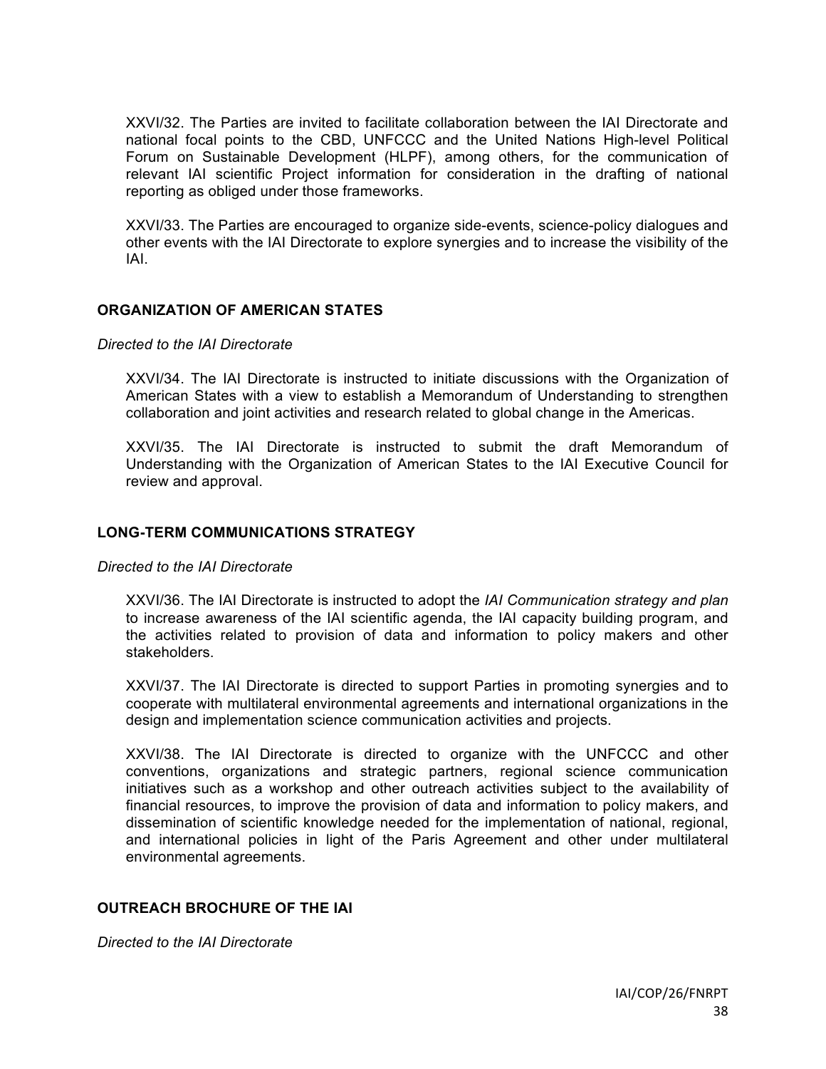XXVI/32. The Parties are invited to facilitate collaboration between the IAI Directorate and national focal points to the CBD, UNFCCC and the United Nations High-level Political Forum on Sustainable Development (HLPF), among others, for the communication of relevant IAI scientific Project information for consideration in the drafting of national reporting as obliged under those frameworks.

XXVI/33. The Parties are encouraged to organize side-events, science-policy dialogues and other events with the IAI Directorate to explore synergies and to increase the visibility of the IAI.

## ORGANIZATION OF AMERICAN STATES

*Directed to the IAI Directorate*

XXVI/34. The IAI Directorate is instructed to initiate discussions with the Organization of American States with a view to establish a Memorandum of Understanding to strengthen collaboration and joint activities and research related to global change in the Americas.

XXVI/35. The IAI Directorate is instructed to submit the draft Memorandum of Understanding with the Organization of American States to the IAI Executive Council for review and approval.

## LONG-TERM COMMUNICATIONS STRATEGY

*Directed to the IAI Directorate*

XXVI/36. The IAI Directorate is instructed to adopt the *IAI Communication strategy and plan* to increase awareness of the IAI scientific agenda, the IAI capacity building program, and the activities related to provision of data and information to policy makers and other stakeholders.

XXVI/37. The IAI Directorate is directed to support Parties in promoting synergies and to cooperate with multilateral environmental agreements and international organizations in the design and implementation science communication activities and projects.

XXVI/38. The IAI Directorate is directed to organize with the UNFCCC and other conventions, organizations and strategic partners, regional science communication initiatives such as a workshop and other outreach activities subject to the availability of financial resources, to improve the provision of data and information to policy makers, and dissemination of scientific knowledge needed for the implementation of national, regional, and international policies in light of the Paris Agreement and other under multilateral environmental agreements.

## OUTREACH BROCHURE OF THE IAI

*Directed to the IAI Directorate*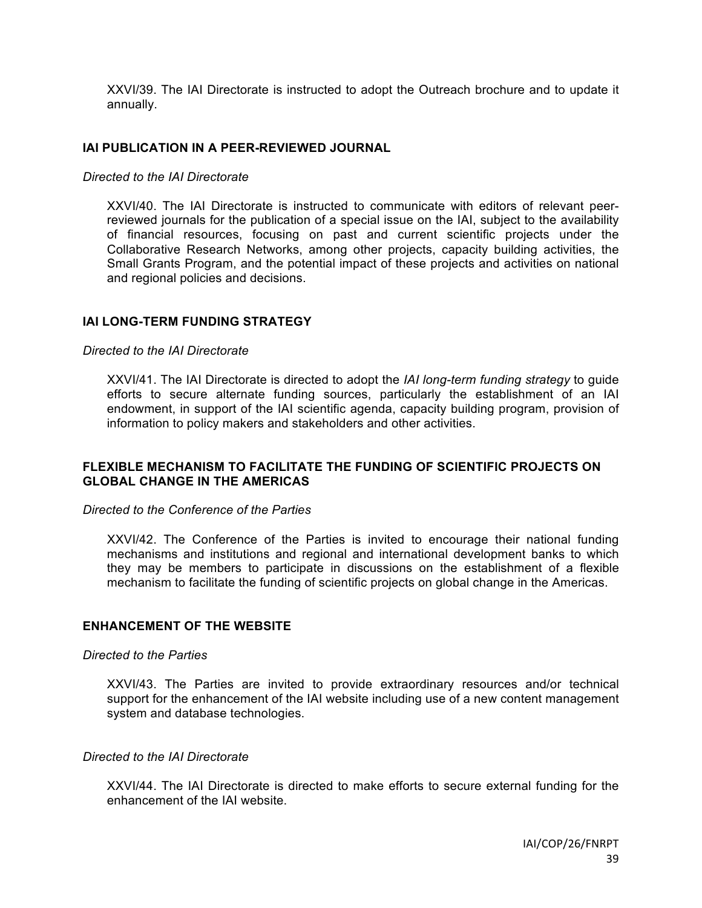XXVI/39. The IAI Directorate is instructed to adopt the Outreach brochure and to update it annually.

## IAI PUBLICATION IN A PEER-REVIEWED JOURNAL

*Directed to the IAI Directorate*

XXVI/40. The IAI Directorate is instructed to communicate with editors of relevant peer-reviewed journals for the publication of a special issue on the IAI, subject to the availability of financial resources, focusing on past and current scientific projects under the Collaborative Research Networks, among other projects, capacity building activities, the Small Grants Program, and the potential impact of these projects and activities on national and regional policies and decisions.

## IAI LONG-TERM FUNDING STRATEGY

*Directed to the IAI Directorate*

XXVI/41. The IAI Directorate is directed to adopt the *IAI long-term funding strategy* to guide efforts to secure alternate funding sources, particularly the establishment of an IAI endowment, in support of the IAI scientific agenda, capacity building program, provision of information to policy makers and stakeholders and other activities.

## FLEXIBLE MECHANISM TO FACILITATE THE FUNDING OF SCIENTIFIC PROJECTS ON GLOBAL CHANGE IN THE AMERICAS

*Directed to the Conference of the Parties*

XXVI/42. The Conference of the Parties is invited to encourage their national funding mechanisms and institutions and regional and international development banks to which they may be members to participate in discussions on the establishment of a flexible mechanism to facilitate the funding of scientific projects on global change in the Americas.

## ENHANCEMENT OF THE WEBSITE

*Directed to the Parties*

XXVI/43. The Parties are invited to provide extraordinary resources and/or technical support for the enhancement of the IAI website including use of a new content management system and database technologies.

*Directed to the IAI Directorate*

XXVI/44. The IAI Directorate is directed to make efforts to secure external funding for the enhancement of the IAI website.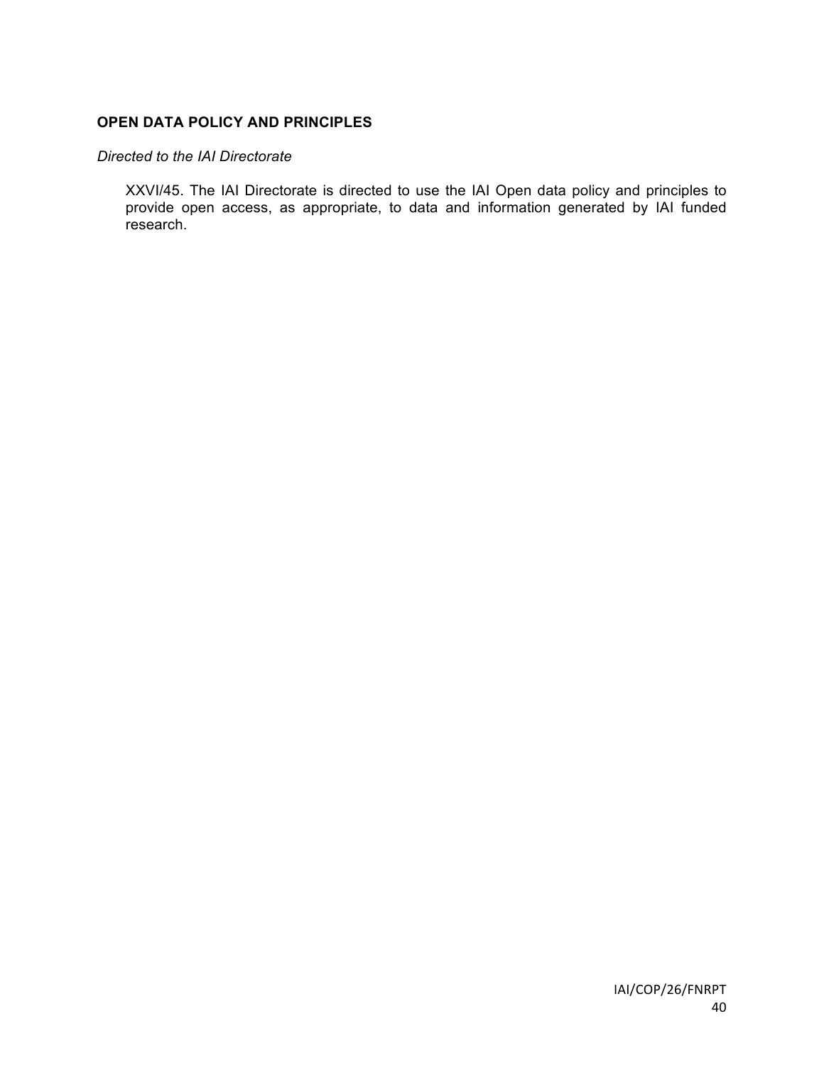## OPEN DATA POLICY AND PRINCIPLES

*Directed to the IAI Directorate*

XXVI/45. The IAI Directorate is directed to use the IAI Open data policy and principles to provide open access, as appropriate, to data and information generated by IAI funded research.